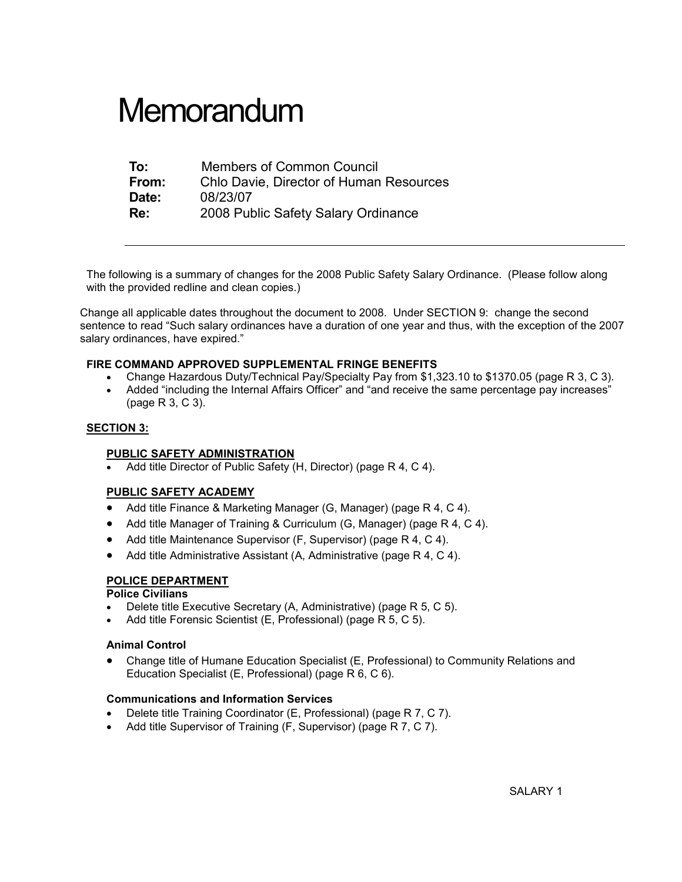# Memorandum

**To:** Members of Common Council
**From:** Chlo Davie, Director of Human Resources
**Date:** 08/23/07
**Re:** 2008 Public Safety Salary Ordinance

---

The following is a summary of changes for the 2008 Public Safety Salary Ordinance. (Please follow along with the provided redline and clean copies.)

Change all applicable dates throughout the document to 2008. Under SECTION 9: change the second sentence to read "Such salary ordinances have a duration of one year and thus, with the exception of the 2007 salary ordinances, have expired."

**FIRE COMMAND APPROVED SUPPLEMENTAL FRINGE BENEFITS**

- Change Hazardous Duty/Technical Pay/Specialty Pay from $1,323.10 to $1370.05 (page R 3, C 3).
- Added "including the Internal Affairs Officer" and "and receive the same percentage pay increases" (page R 3, C 3).

**<u>SECTION 3:</u>**

**<u>PUBLIC SAFETY ADMINISTRATION</u>**

- Add title Director of Public Safety (H, Director) (page R 4, C 4).

**<u>PUBLIC SAFETY ACADEMY</u>**

- Add title Finance & Marketing Manager (G, Manager) (page R 4, C 4).
- Add title Manager of Training & Curriculum (G, Manager) (page R 4, C 4).
- Add title Maintenance Supervisor (F, Supervisor) (page R 4, C 4).
- Add title Administrative Assistant (A, Administrative (page R 4, C 4).

**<u>POLICE DEPARTMENT</u>**

**Police Civilians**

- Delete title Executive Secretary (A, Administrative) (page R 5, C 5).
- Add title Forensic Scientist (E, Professional) (page R 5, C 5).

**Animal Control**

- Change title of Humane Education Specialist (E, Professional) to Community Relations and Education Specialist (E, Professional) (page R 6, C 6).

**Communications and Information Services**

- Delete title Training Coordinator (E, Professional) (page R 7, C 7).
- Add title Supervisor of Training (F, Supervisor) (page R 7, C 7).

SALARY 1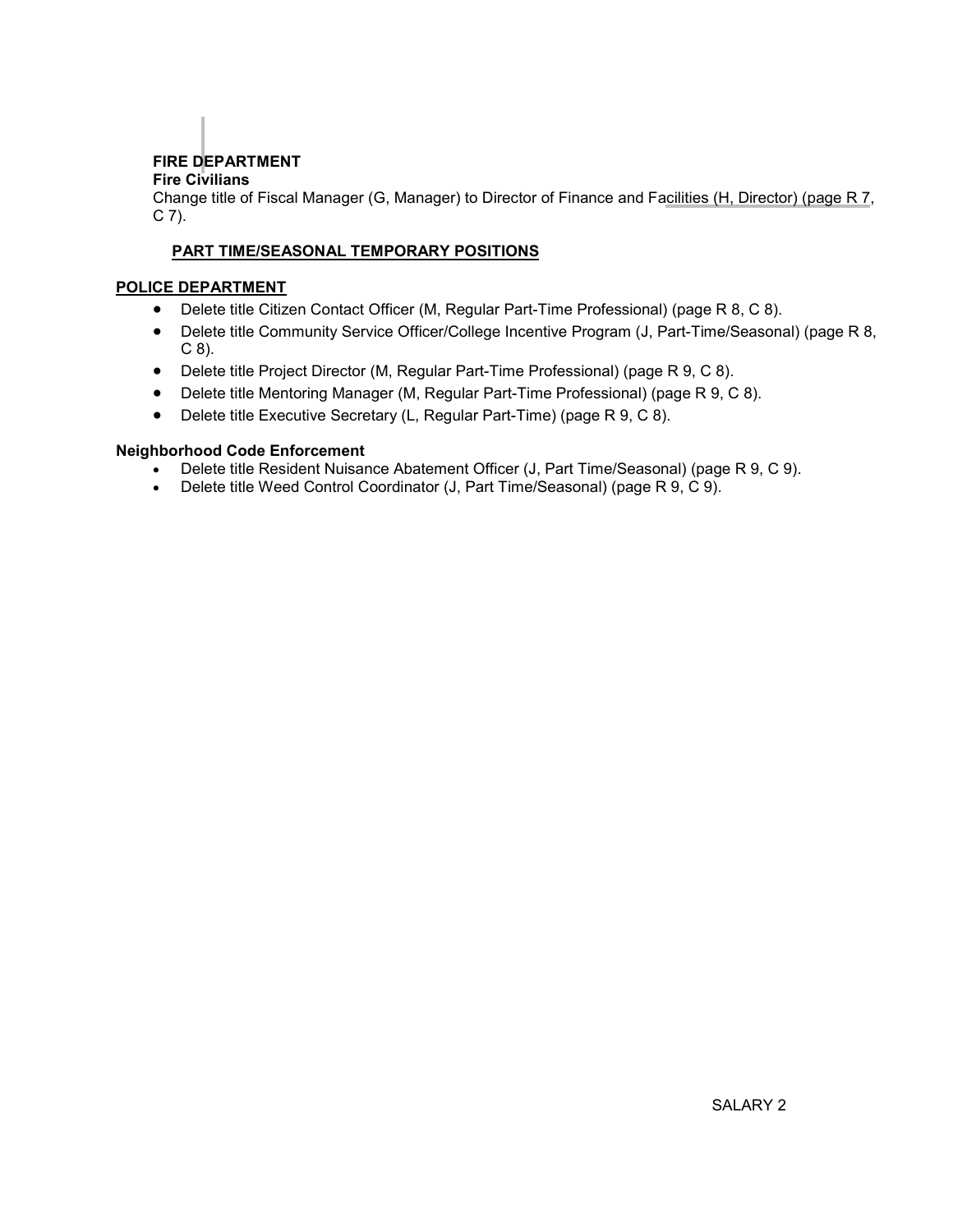**FIRE DEPARTMENT**

**Fire Civilians**

Change title of Fiscal Manager (G, Manager) to Director of Finance and Facilities (H, Director) (page R 7, C 7).

**PART TIME/SEASONAL TEMPORARY POSITIONS**

**POLICE DEPARTMENT**

- Delete title Citizen Contact Officer (M, Regular Part-Time Professional) (page R 8, C 8).
- Delete title Community Service Officer/College Incentive Program (J, Part-Time/Seasonal) (page R 8, C 8).
- Delete title Project Director (M, Regular Part-Time Professional) (page R 9, C 8).
- Delete title Mentoring Manager (M, Regular Part-Time Professional) (page R 9, C 8).
- Delete title Executive Secretary (L, Regular Part-Time) (page R 9, C 8).

**Neighborhood Code Enforcement**

- Delete title Resident Nuisance Abatement Officer (J, Part Time/Seasonal) (page R 9, C 9).
- Delete title Weed Control Coordinator (J, Part Time/Seasonal) (page R 9, C 9).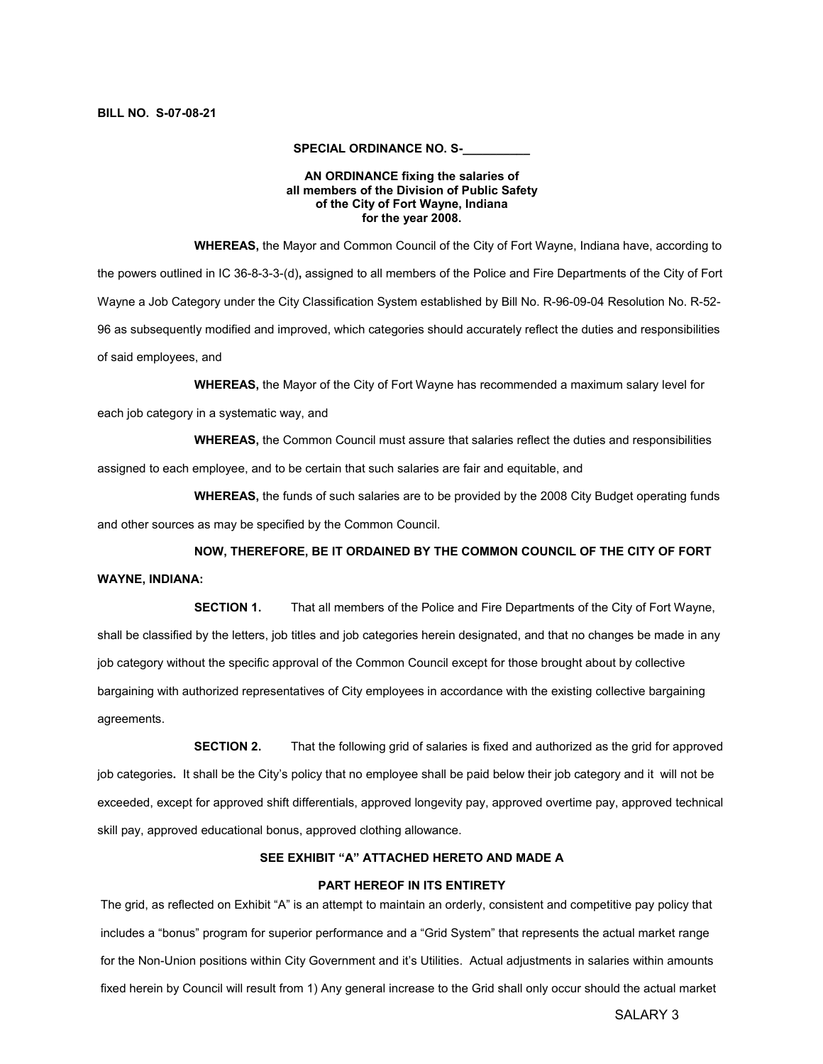**BILL NO. S-07-08-21**

**SPECIAL ORDINANCE NO. S-\_\_\_\_\_\_\_\_\_\_**

**AN ORDINANCE fixing the salaries of all members of the Division of Public Safety of the City of Fort Wayne, Indiana for the year 2008.**

**WHEREAS,** the Mayor and Common Council of the City of Fort Wayne, Indiana have, according to the powers outlined in IC 36-8-3-3-(d)**,** assigned to all members of the Police and Fire Departments of the City of Fort Wayne a Job Category under the City Classification System established by Bill No. R-96-09-04 Resolution No. R-52-96 as subsequently modified and improved, which categories should accurately reflect the duties and responsibilities of said employees, and

**WHEREAS,** the Mayor of the City of Fort Wayne has recommended a maximum salary level for each job category in a systematic way, and

**WHEREAS,** the Common Council must assure that salaries reflect the duties and responsibilities assigned to each employee, and to be certain that such salaries are fair and equitable, and

**WHEREAS,** the funds of such salaries are to be provided by the 2008 City Budget operating funds and other sources as may be specified by the Common Council.

**NOW, THEREFORE, BE IT ORDAINED BY THE COMMON COUNCIL OF THE CITY OF FORT WAYNE, INDIANA:**

**SECTION 1.** That all members of the Police and Fire Departments of the City of Fort Wayne, shall be classified by the letters, job titles and job categories herein designated, and that no changes be made in any job category without the specific approval of the Common Council except for those brought about by collective bargaining with authorized representatives of City employees in accordance with the existing collective bargaining agreements.

**SECTION 2.** That the following grid of salaries is fixed and authorized as the grid for approved job categories**.** It shall be the City's policy that no employee shall be paid below their job category and it will not be exceeded, except for approved shift differentials, approved longevity pay, approved overtime pay, approved technical skill pay, approved educational bonus, approved clothing allowance.

**SEE EXHIBIT "A" ATTACHED HERETO AND MADE A**

**PART HEREOF IN ITS ENTIRETY**

The grid, as reflected on Exhibit "A" is an attempt to maintain an orderly, consistent and competitive pay policy that includes a "bonus" program for superior performance and a "Grid System" that represents the actual market range for the Non-Union positions within City Government and it's Utilities. Actual adjustments in salaries within amounts fixed herein by Council will result from 1) Any general increase to the Grid shall only occur should the actual market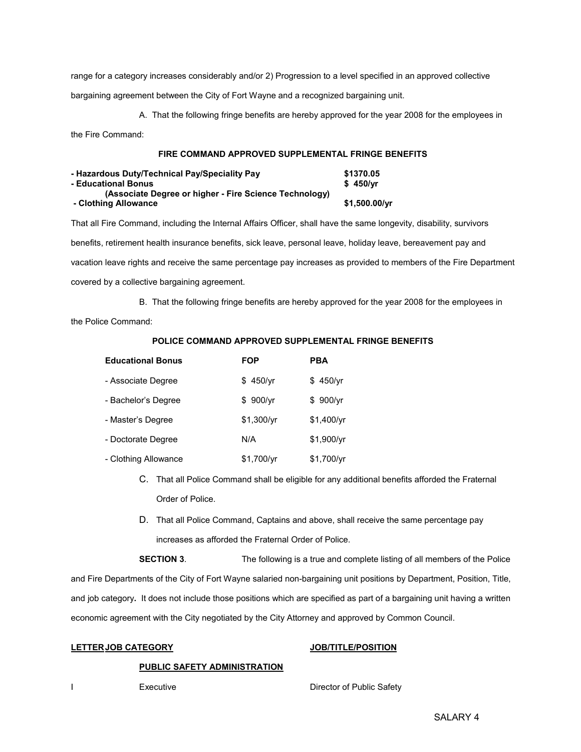range for a category increases considerably and/or 2) Progression to a level specified in an approved collective bargaining agreement between the City of Fort Wayne and a recognized bargaining unit.

A. That the following fringe benefits are hereby approved for the year 2008 for the employees in the Fire Command:

**FIRE COMMAND APPROVED SUPPLEMENTAL FRINGE BENEFITS**

| | |
|---|---|
| **- Hazardous Duty/Technical Pay/Speciality Pay** | **$1370.05** |
| **- Educational Bonus** | **$ 450/yr** |
| **(Associate Degree or higher - Fire Science Technology)** | |
| **- Clothing Allowance** | **$1,500.00/yr** |

That all Fire Command, including the Internal Affairs Officer, shall have the same longevity, disability, survivors benefits, retirement health insurance benefits, sick leave, personal leave, holiday leave, bereavement pay and vacation leave rights and receive the same percentage pay increases as provided to members of the Fire Department covered by a collective bargaining agreement.

B. That the following fringe benefits are hereby approved for the year 2008 for the employees in the Police Command:

**POLICE COMMAND APPROVED SUPPLEMENTAL FRINGE BENEFITS**

| **Educational Bonus** | **FOP** | **PBA** |
|---|---|---|
| - Associate Degree | $ 450/yr | $ 450/yr |
| - Bachelor's Degree | $ 900/yr | $ 900/yr |
| - Master's Degree | $1,300/yr | $1,400/yr |
| - Doctorate Degree | N/A | $1,900/yr |
| - Clothing Allowance | $1,700/yr | $1,700/yr |

C. That all Police Command shall be eligible for any additional benefits afforded the Fraternal Order of Police.

D. That all Police Command, Captains and above, shall receive the same percentage pay increases as afforded the Fraternal Order of Police.

**SECTION 3**. The following is a true and complete listing of all members of the Police and Fire Departments of the City of Fort Wayne salaried non-bargaining unit positions by Department, Position, Title, and job category**.** It does not include those positions which are specified as part of a bargaining unit having a written economic agreement with the City negotiated by the City Attorney and approved by Common Council.

| **LETTER** | **JOB CATEGORY** | **JOB/TITLE/POSITION** |
|---|---|---|
| | **PUBLIC SAFETY ADMINISTRATION** | |
| I | Executive | Director of Public Safety |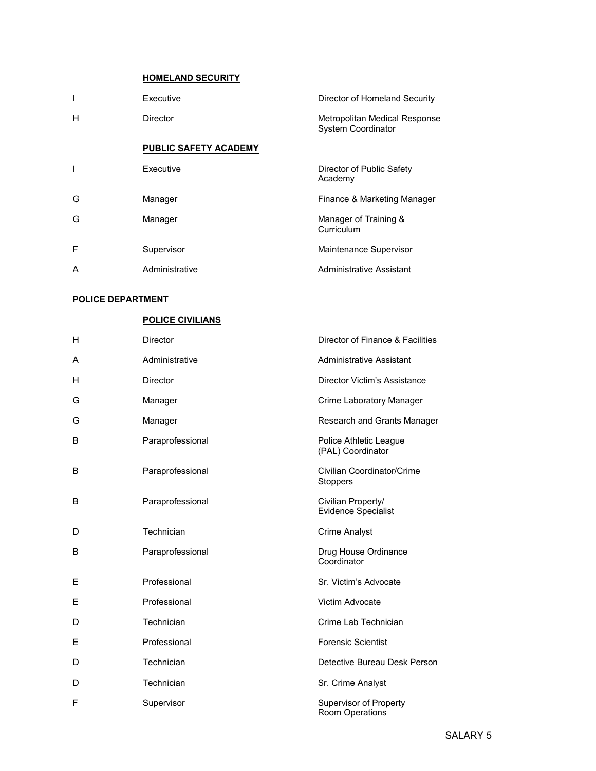**HOMELAND SECURITY**

| | | |
|---|---|---|
| I | Executive | Director of Homeland Security |
| H | Director | Metropolitan Medical Response System Coordinator |

**PUBLIC SAFETY ACADEMY**

| | | |
|---|---|---|
| I | Executive | Director of Public Safety Academy |
| G | Manager | Finance & Marketing Manager |
| G | Manager | Manager of Training & Curriculum |
| F | Supervisor | Maintenance Supervisor |
| A | Administrative | Administrative Assistant |

**POLICE DEPARTMENT**

**POLICE CIVILIANS**

| | | |
|---|---|---|
| H | Director | Director of Finance & Facilities |
| A | Administrative | Administrative Assistant |
| H | Director | Director Victim's Assistance |
| G | Manager | Crime Laboratory Manager |
| G | Manager | Research and Grants Manager |
| B | Paraprofessional | Police Athletic League (PAL) Coordinator |
| B | Paraprofessional | Civilian Coordinator/Crime Stoppers |
| B | Paraprofessional | Civilian Property/ Evidence Specialist |
| D | Technician | Crime Analyst |
| B | Paraprofessional | Drug House Ordinance Coordinator |
| E | Professional | Sr. Victim's Advocate |
| E | Professional | Victim Advocate |
| D | Technician | Crime Lab Technician |
| E | Professional | Forensic Scientist |
| D | Technician | Detective Bureau Desk Person |
| D | Technician | Sr. Crime Analyst |
| F | Supervisor | Supervisor of Property Room Operations |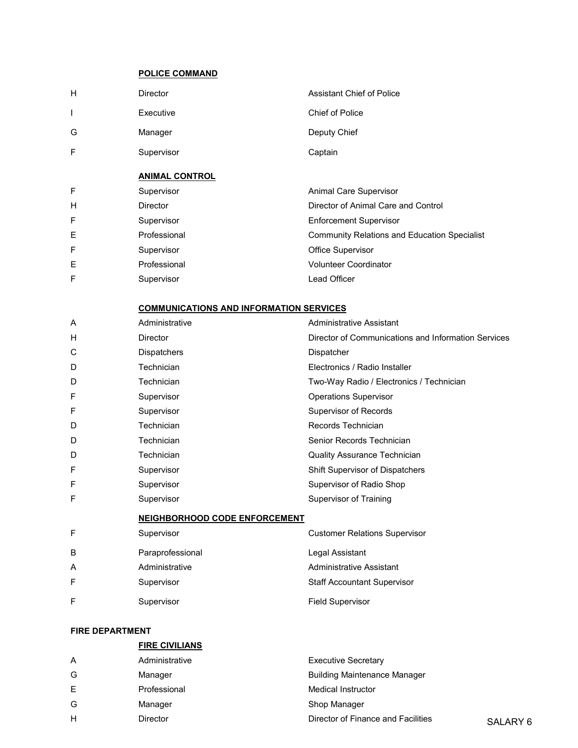### POLICE COMMAND

| | | |
|---|---|---|
| H | Director | Assistant Chief of Police |
| I | Executive | Chief of Police |
| G | Manager | Deputy Chief |
| F | Supervisor | Captain |

### ANIMAL CONTROL

| | | |
|---|---|---|
| F | Supervisor | Animal Care Supervisor |
| H | Director | Director of Animal Care and Control |
| F | Supervisor | Enforcement Supervisor |
| E | Professional | Community Relations and Education Specialist |
| F | Supervisor | Office Supervisor |
| E | Professional | Volunteer Coordinator |
| F | Supervisor | Lead Officer |

### COMMUNICATIONS AND INFORMATION SERVICES

| | | |
|---|---|---|
| A | Administrative | Administrative Assistant |
| H | Director | Director of Communications and Information Services |
| C | Dispatchers | Dispatcher |
| D | Technician | Electronics / Radio Installer |
| D | Technician | Two-Way Radio / Electronics / Technician |
| F | Supervisor | Operations Supervisor |
| F | Supervisor | Supervisor of Records |
| D | Technician | Records Technician |
| D | Technician | Senior Records Technician |
| D | Technician | Quality Assurance Technician |
| F | Supervisor | Shift Supervisor of Dispatchers |
| F | Supervisor | Supervisor of Radio Shop |
| F | Supervisor | Supervisor of Training |

### NEIGHBORHOOD CODE ENFORCEMENT

| | | |
|---|---|---|
| F | Supervisor | Customer Relations Supervisor |
| B | Paraprofessional | Legal Assistant |
| A | Administrative | Administrative Assistant |
| F | Supervisor | Staff Accountant Supervisor |
| F | Supervisor | Field Supervisor |

## FIRE DEPARTMENT

### FIRE CIVILIANS

| | | |
|---|---|---|
| A | Administrative | Executive Secretary |
| G | Manager | Building Maintenance Manager |
| E | Professional | Medical Instructor |
| G | Manager | Shop Manager |
| H | Director | Director of Finance and Facilities |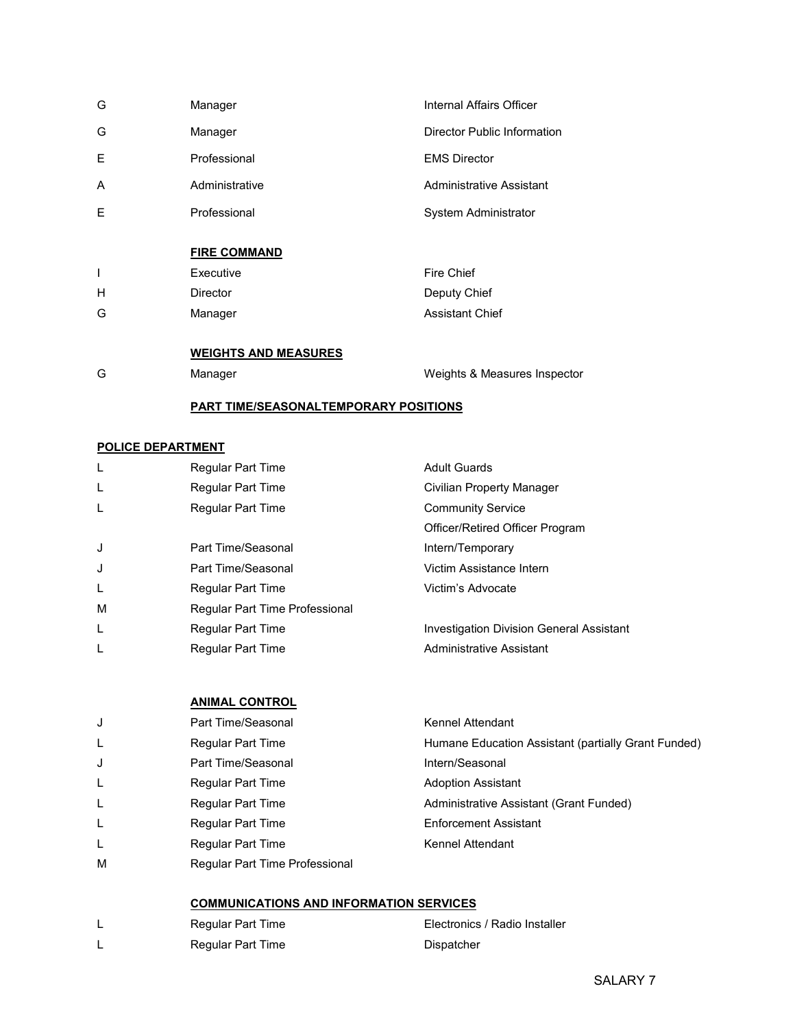| | | |
|---|---|---|
| G | Manager | Internal Affairs Officer |
| G | Manager | Director Public Information |
| E | Professional | EMS Director |
| A | Administrative | Administrative Assistant |
| E | Professional | System Administrator |

**FIRE COMMAND**

| | | |
|---|---|---|
| I | Executive | Fire Chief |
| H | Director | Deputy Chief |
| G | Manager | Assistant Chief |

**WEIGHTS AND MEASURES**

| | | |
|---|---|---|
| G | Manager | Weights & Measures Inspector |

**PART TIME/SEASONALTEMPORARY POSITIONS**

**POLICE DEPARTMENT**

| | | |
|---|---|---|
| L | Regular Part Time | Adult Guards |
| L | Regular Part Time | Civilian Property Manager |
| L | Regular Part Time | Community Service Officer/Retired Officer Program |
| J | Part Time/Seasonal | Intern/Temporary |
| J | Part Time/Seasonal | Victim Assistance Intern |
| L | Regular Part Time | Victim's Advocate |
| M | Regular Part Time Professional | |
| L | Regular Part Time | Investigation Division General Assistant |
| L | Regular Part Time | Administrative Assistant |

**ANIMAL CONTROL**

| | | |
|---|---|---|
| J | Part Time/Seasonal | Kennel Attendant |
| L | Regular Part Time | Humane Education Assistant (partially Grant Funded) |
| J | Part Time/Seasonal | Intern/Seasonal |
| L | Regular Part Time | Adoption Assistant |
| L | Regular Part Time | Administrative Assistant (Grant Funded) |
| L | Regular Part Time | Enforcement Assistant |
| L | Regular Part Time | Kennel Attendant |
| M | Regular Part Time Professional | |

**COMMUNICATIONS AND INFORMATION SERVICES**

| | | |
|---|---|---|
| L | Regular Part Time | Electronics / Radio Installer |
| L | Regular Part Time | Dispatcher |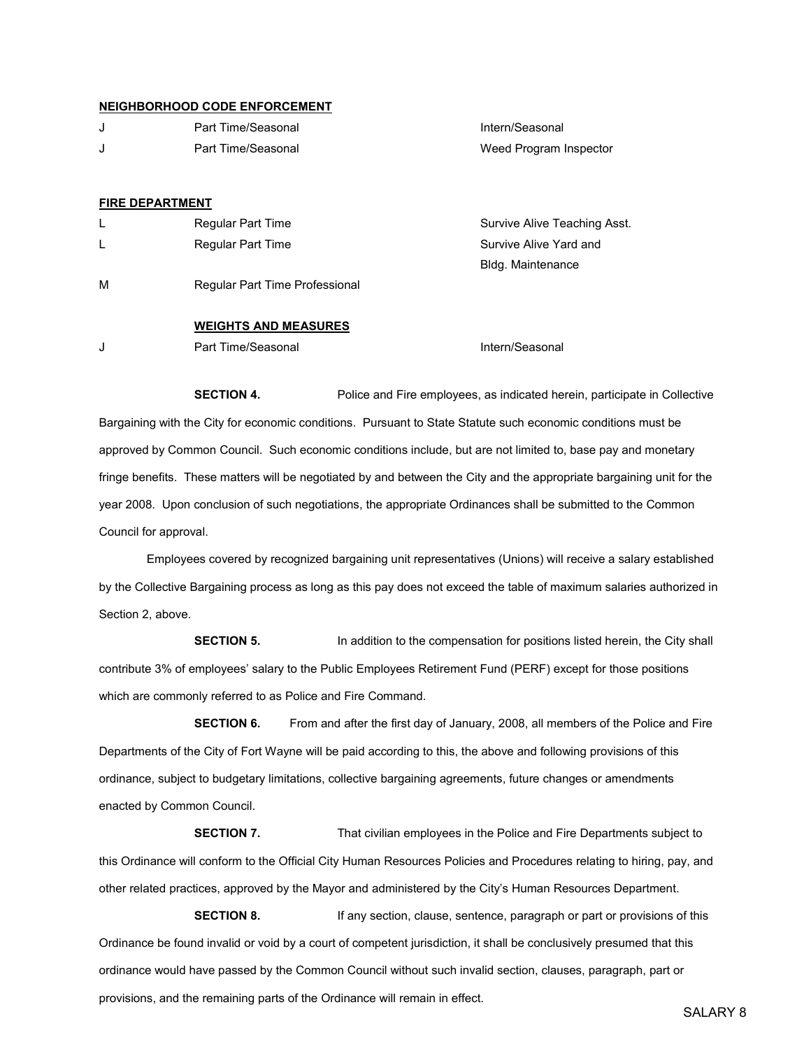**NEIGHBORHOOD CODE ENFORCEMENT**

| | | |
|---|---|---|
| J | Part Time/Seasonal | Intern/Seasonal |
| J | Part Time/Seasonal | Weed Program Inspector |

**FIRE DEPARTMENT**

| | | |
|---|---|---|
| L | Regular Part Time | Survive Alive Teaching Asst. |
| L | Regular Part Time | Survive Alive Yard and Bldg. Maintenance |
| M | Regular Part Time Professional | |

**WEIGHTS AND MEASURES**

| | | |
|---|---|---|
| J | Part Time/Seasonal | Intern/Seasonal |

**SECTION 4.** Police and Fire employees, as indicated herein, participate in Collective Bargaining with the City for economic conditions. Pursuant to State Statute such economic conditions must be approved by Common Council. Such economic conditions include, but are not limited to, base pay and monetary fringe benefits. These matters will be negotiated by and between the City and the appropriate bargaining unit for the year 2008. Upon conclusion of such negotiations, the appropriate Ordinances shall be submitted to the Common Council for approval.

Employees covered by recognized bargaining unit representatives (Unions) will receive a salary established by the Collective Bargaining process as long as this pay does not exceed the table of maximum salaries authorized in Section 2, above.

**SECTION 5.** In addition to the compensation for positions listed herein, the City shall contribute 3% of employees' salary to the Public Employees Retirement Fund (PERF) except for those positions which are commonly referred to as Police and Fire Command.

**SECTION 6.** From and after the first day of January, 2008, all members of the Police and Fire Departments of the City of Fort Wayne will be paid according to this, the above and following provisions of this ordinance, subject to budgetary limitations, collective bargaining agreements, future changes or amendments enacted by Common Council.

**SECTION 7.** That civilian employees in the Police and Fire Departments subject to this Ordinance will conform to the Official City Human Resources Policies and Procedures relating to hiring, pay, and other related practices, approved by the Mayor and administered by the City's Human Resources Department.

**SECTION 8.** If any section, clause, sentence, paragraph or part or provisions of this Ordinance be found invalid or void by a court of competent jurisdiction, it shall be conclusively presumed that this ordinance would have passed by the Common Council without such invalid section, clauses, paragraph, part or provisions, and the remaining parts of the Ordinance will remain in effect.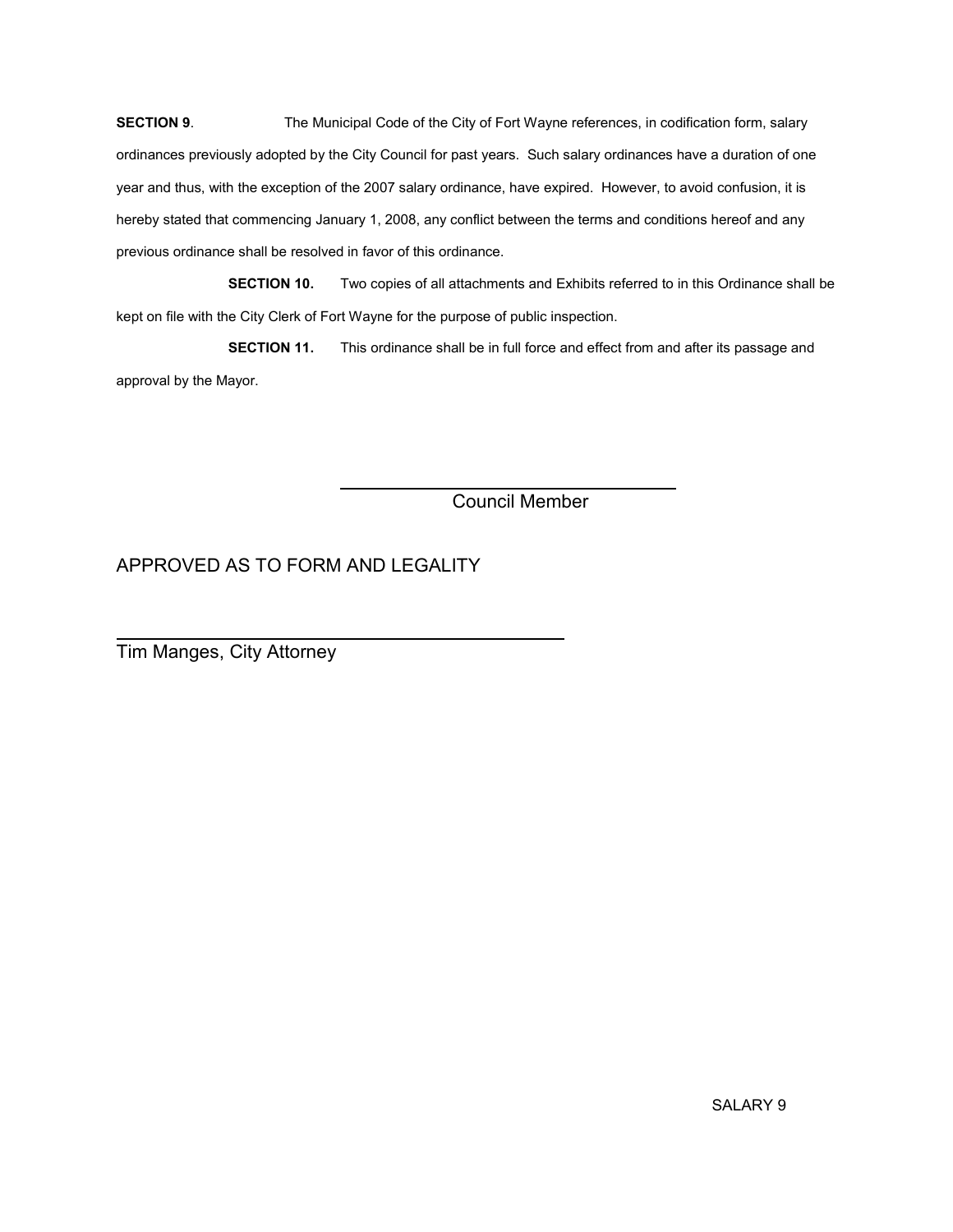**SECTION 9**. The Municipal Code of the City of Fort Wayne references, in codification form, salary ordinances previously adopted by the City Council for past years. Such salary ordinances have a duration of one year and thus, with the exception of the 2007 salary ordinance, have expired. However, to avoid confusion, it is hereby stated that commencing January 1, 2008, any conflict between the terms and conditions hereof and any previous ordinance shall be resolved in favor of this ordinance.

**SECTION 10.** Two copies of all attachments and Exhibits referred to in this Ordinance shall be kept on file with the City Clerk of Fort Wayne for the purpose of public inspection.

**SECTION 11.** This ordinance shall be in full force and effect from and after its passage and approval by the Mayor.

\_\_\_\_\_\_\_\_\_\_\_\_\_\_\_\_\_\_\_\_\_\_\_\_\_\_\_\_\_\_\_\_\_\_\_\_

Council Member

APPROVED AS TO FORM AND LEGALITY

\_\_\_\_\_\_\_\_\_\_\_\_\_\_\_\_\_\_\_\_\_\_\_\_\_\_\_\_\_\_\_\_\_\_\_\_

Tim Manges, City Attorney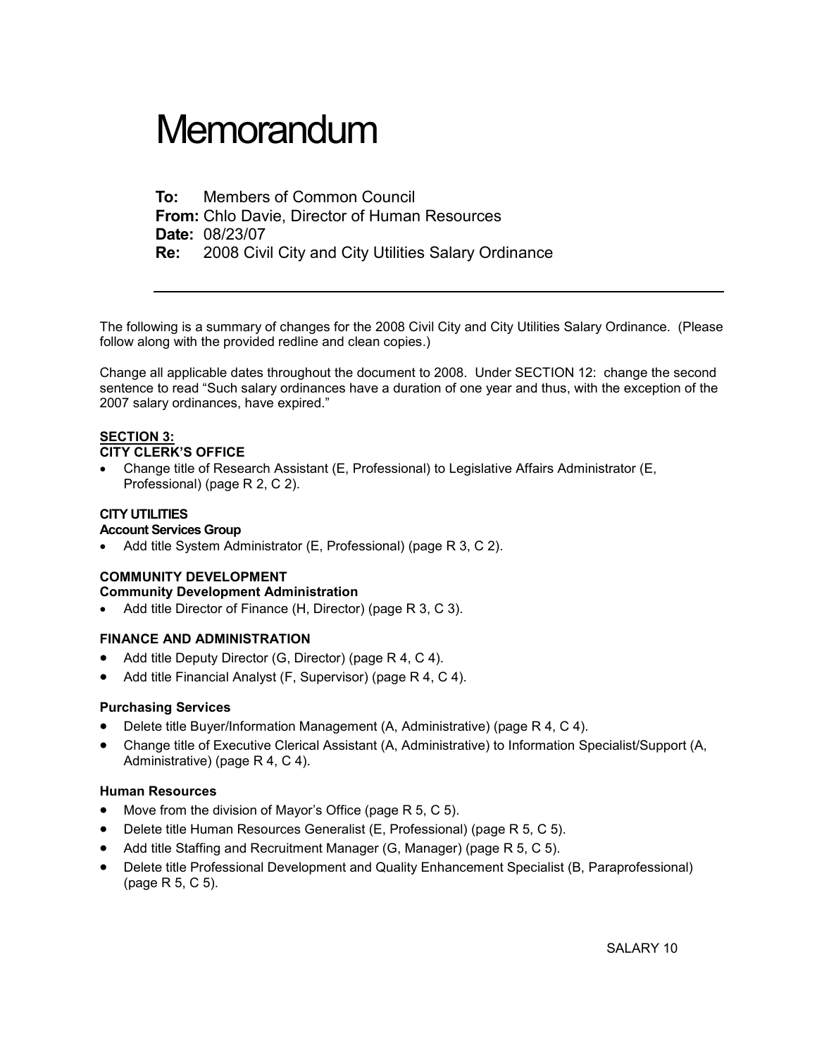# Memorandum

**To:** Members of Common Council
**From:** Chlo Davie, Director of Human Resources
**Date:** 08/23/07
**Re:** 2008 Civil City and City Utilities Salary Ordinance

---

The following is a summary of changes for the 2008 Civil City and City Utilities Salary Ordinance. (Please follow along with the provided redline and clean copies.)

Change all applicable dates throughout the document to 2008. Under SECTION 12: change the second sentence to read "Such salary ordinances have a duration of one year and thus, with the exception of the 2007 salary ordinances, have expired."

**<u>SECTION 3:</u>**

**CITY CLERK'S OFFICE**

- Change title of Research Assistant (E, Professional) to Legislative Affairs Administrator (E, Professional) (page R 2, C 2).

**CITY UTILITIES**

**Account Services Group**

- Add title System Administrator (E, Professional) (page R 3, C 2).

**COMMUNITY DEVELOPMENT**

**Community Development Administration**

- Add title Director of Finance (H, Director) (page R 3, C 3).

**FINANCE AND ADMINISTRATION**

- Add title Deputy Director (G, Director) (page R 4, C 4).
- Add title Financial Analyst (F, Supervisor) (page R 4, C 4).

**Purchasing Services**

- Delete title Buyer/Information Management (A, Administrative) (page R 4, C 4).
- Change title of Executive Clerical Assistant (A, Administrative) to Information Specialist/Support (A, Administrative) (page R 4, C 4).

**Human Resources**

- Move from the division of Mayor's Office (page R 5, C 5).
- Delete title Human Resources Generalist (E, Professional) (page R 5, C 5).
- Add title Staffing and Recruitment Manager (G, Manager) (page R 5, C 5).
- Delete title Professional Development and Quality Enhancement Specialist (B, Paraprofessional) (page R 5, C 5).

SALARY 10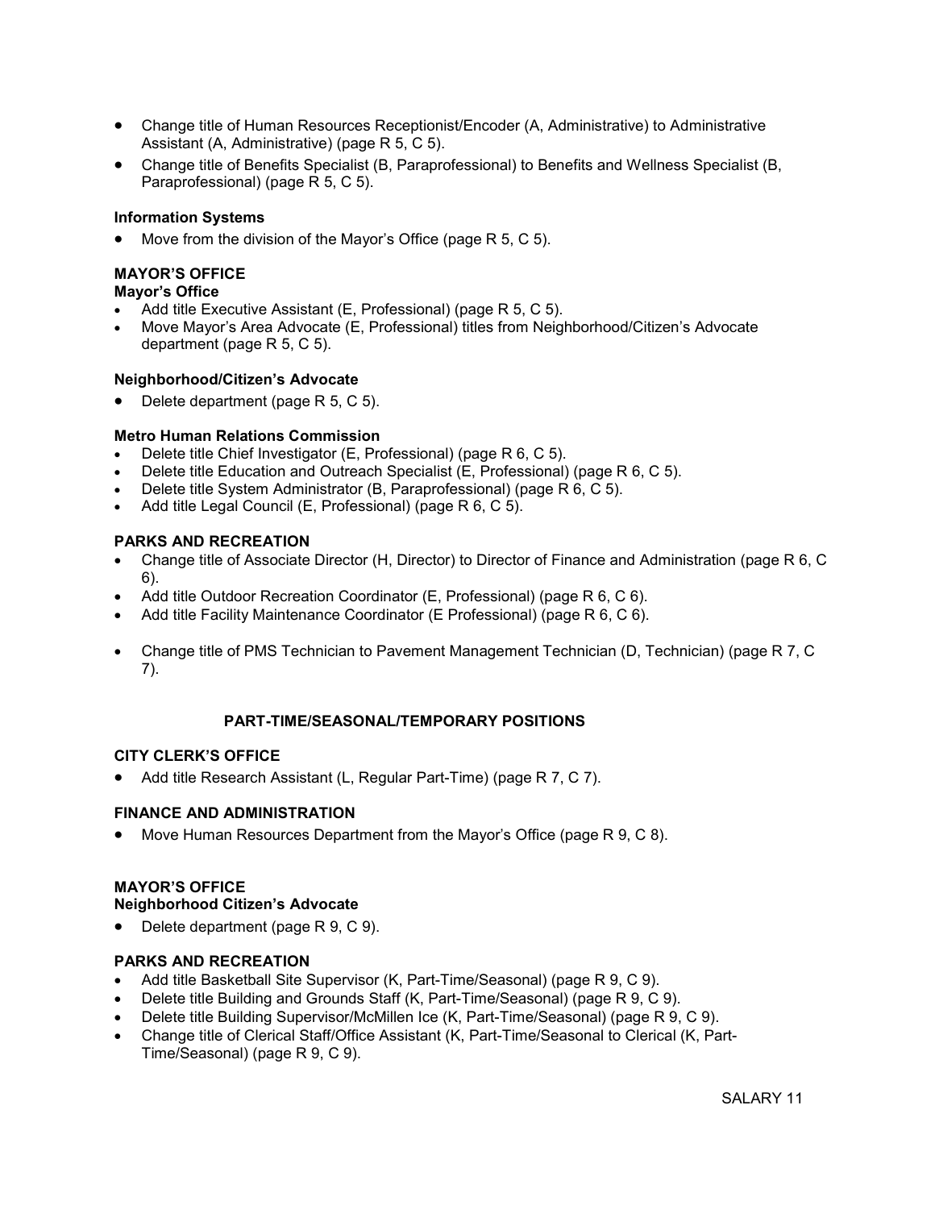- Change title of Human Resources Receptionist/Encoder (A, Administrative) to Administrative Assistant (A, Administrative) (page R 5, C 5).
- Change title of Benefits Specialist (B, Paraprofessional) to Benefits and Wellness Specialist (B, Paraprofessional) (page R 5, C 5).

**Information Systems**

- Move from the division of the Mayor's Office (page R 5, C 5).

**MAYOR'S OFFICE**

**Mayor's Office**

- Add title Executive Assistant (E, Professional) (page R 5, C 5).
- Move Mayor's Area Advocate (E, Professional) titles from Neighborhood/Citizen's Advocate department (page R 5, C 5).

**Neighborhood/Citizen's Advocate**

- Delete department (page R 5, C 5).

**Metro Human Relations Commission**

- Delete title Chief Investigator (E, Professional) (page R 6, C 5).
- Delete title Education and Outreach Specialist (E, Professional) (page R 6, C 5).
- Delete title System Administrator (B, Paraprofessional) (page R 6, C 5).
- Add title Legal Council (E, Professional) (page R 6, C 5).

**PARKS AND RECREATION**

- Change title of Associate Director (H, Director) to Director of Finance and Administration (page R 6, C 6).
- Add title Outdoor Recreation Coordinator (E, Professional) (page R 6, C 6).
- Add title Facility Maintenance Coordinator (E Professional) (page R 6, C 6).

- Change title of PMS Technician to Pavement Management Technician (D, Technician) (page R 7, C 7).

**PART-TIME/SEASONAL/TEMPORARY POSITIONS**

**CITY CLERK'S OFFICE**

- Add title Research Assistant (L, Regular Part-Time) (page R 7, C 7).

**FINANCE AND ADMINISTRATION**

- Move Human Resources Department from the Mayor's Office (page R 9, C 8).

**MAYOR'S OFFICE**

**Neighborhood Citizen's Advocate**

- Delete department (page R 9, C 9).

**PARKS AND RECREATION**

- Add title Basketball Site Supervisor (K, Part-Time/Seasonal) (page R 9, C 9).
- Delete title Building and Grounds Staff (K, Part-Time/Seasonal) (page R 9, C 9).
- Delete title Building Supervisor/McMillen Ice (K, Part-Time/Seasonal) (page R 9, C 9).
- Change title of Clerical Staff/Office Assistant (K, Part-Time/Seasonal to Clerical (K, Part-Time/Seasonal) (page R 9, C 9).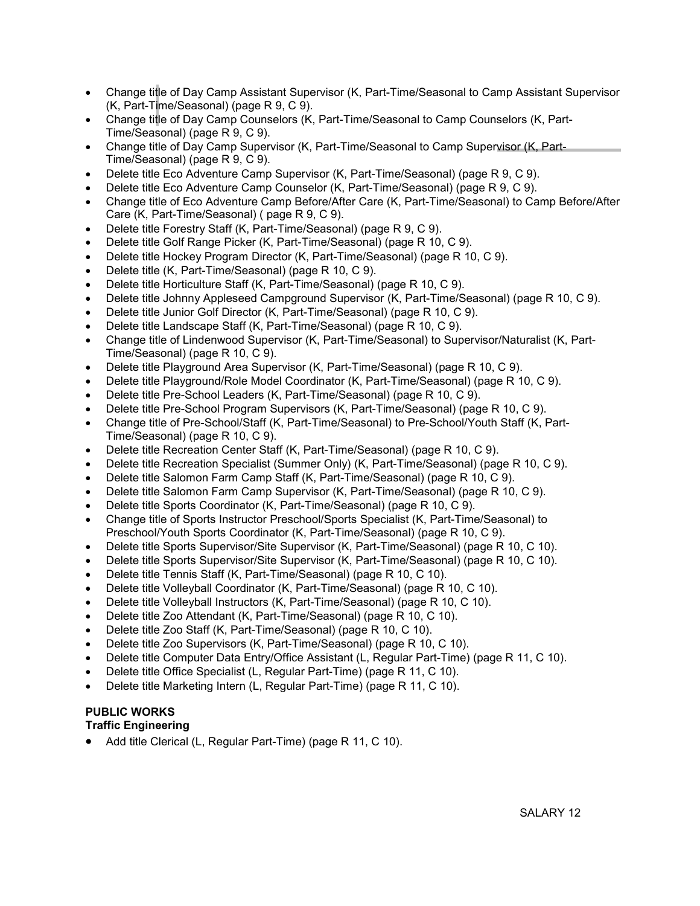- Change title of Day Camp Assistant Supervisor (K, Part-Time/Seasonal to Camp Assistant Supervisor (K, Part-Time/Seasonal) (page R 9, C 9).
- Change title of Day Camp Counselors (K, Part-Time/Seasonal to Camp Counselors (K, Part-Time/Seasonal) (page R 9, C 9).
- Change title of Day Camp Supervisor (K, Part-Time/Seasonal to Camp Supervisor (K, Part-Time/Seasonal) (page R 9, C 9).
- Delete title Eco Adventure Camp Supervisor (K, Part-Time/Seasonal) (page R 9, C 9).
- Delete title Eco Adventure Camp Counselor (K, Part-Time/Seasonal) (page R 9, C 9).
- Change title of Eco Adventure Camp Before/After Care (K, Part-Time/Seasonal) to Camp Before/After Care (K, Part-Time/Seasonal) ( page R 9, C 9).
- Delete title Forestry Staff (K, Part-Time/Seasonal) (page R 9, C 9).
- Delete title Golf Range Picker (K, Part-Time/Seasonal) (page R 10, C 9).
- Delete title Hockey Program Director (K, Part-Time/Seasonal) (page R 10, C 9).
- Delete title (K, Part-Time/Seasonal) (page R 10, C 9).
- Delete title Horticulture Staff (K, Part-Time/Seasonal) (page R 10, C 9).
- Delete title Johnny Appleseed Campground Supervisor (K, Part-Time/Seasonal) (page R 10, C 9).
- Delete title Junior Golf Director (K, Part-Time/Seasonal) (page R 10, C 9).
- Delete title Landscape Staff (K, Part-Time/Seasonal) (page R 10, C 9).
- Change title of Lindenwood Supervisor (K, Part-Time/Seasonal) to Supervisor/Naturalist (K, Part-Time/Seasonal) (page R 10, C 9).
- Delete title Playground Area Supervisor (K, Part-Time/Seasonal) (page R 10, C 9).
- Delete title Playground/Role Model Coordinator (K, Part-Time/Seasonal) (page R 10, C 9).
- Delete title Pre-School Leaders (K, Part-Time/Seasonal) (page R 10, C 9).
- Delete title Pre-School Program Supervisors (K, Part-Time/Seasonal) (page R 10, C 9).
- Change title of Pre-School/Staff (K, Part-Time/Seasonal) to Pre-School/Youth Staff (K, Part-Time/Seasonal) (page R 10, C 9).
- Delete title Recreation Center Staff (K, Part-Time/Seasonal) (page R 10, C 9).
- Delete title Recreation Specialist (Summer Only) (K, Part-Time/Seasonal) (page R 10, C 9).
- Delete title Salomon Farm Camp Staff (K, Part-Time/Seasonal) (page R 10, C 9).
- Delete title Salomon Farm Camp Supervisor (K, Part-Time/Seasonal) (page R 10, C 9).
- Delete title Sports Coordinator (K, Part-Time/Seasonal) (page R 10, C 9).
- Change title of Sports Instructor Preschool/Sports Specialist (K, Part-Time/Seasonal) to Preschool/Youth Sports Coordinator (K, Part-Time/Seasonal) (page R 10, C 9).
- Delete title Sports Supervisor/Site Supervisor (K, Part-Time/Seasonal) (page R 10, C 10).
- Delete title Sports Supervisor/Site Supervisor (K, Part-Time/Seasonal) (page R 10, C 10).
- Delete title Tennis Staff (K, Part-Time/Seasonal) (page R 10, C 10).
- Delete title Volleyball Coordinator (K, Part-Time/Seasonal) (page R 10, C 10).
- Delete title Volleyball Instructors (K, Part-Time/Seasonal) (page R 10, C 10).
- Delete title Zoo Attendant (K, Part-Time/Seasonal) (page R 10, C 10).
- Delete title Zoo Staff (K, Part-Time/Seasonal) (page R 10, C 10).
- Delete title Zoo Supervisors (K, Part-Time/Seasonal) (page R 10, C 10).
- Delete title Computer Data Entry/Office Assistant (L, Regular Part-Time) (page R 11, C 10).
- Delete title Office Specialist (L, Regular Part-Time) (page R 11, C 10).
- Delete title Marketing Intern (L, Regular Part-Time) (page R 11, C 10).

**PUBLIC WORKS**

**Traffic Engineering**

- Add title Clerical (L, Regular Part-Time) (page R 11, C 10).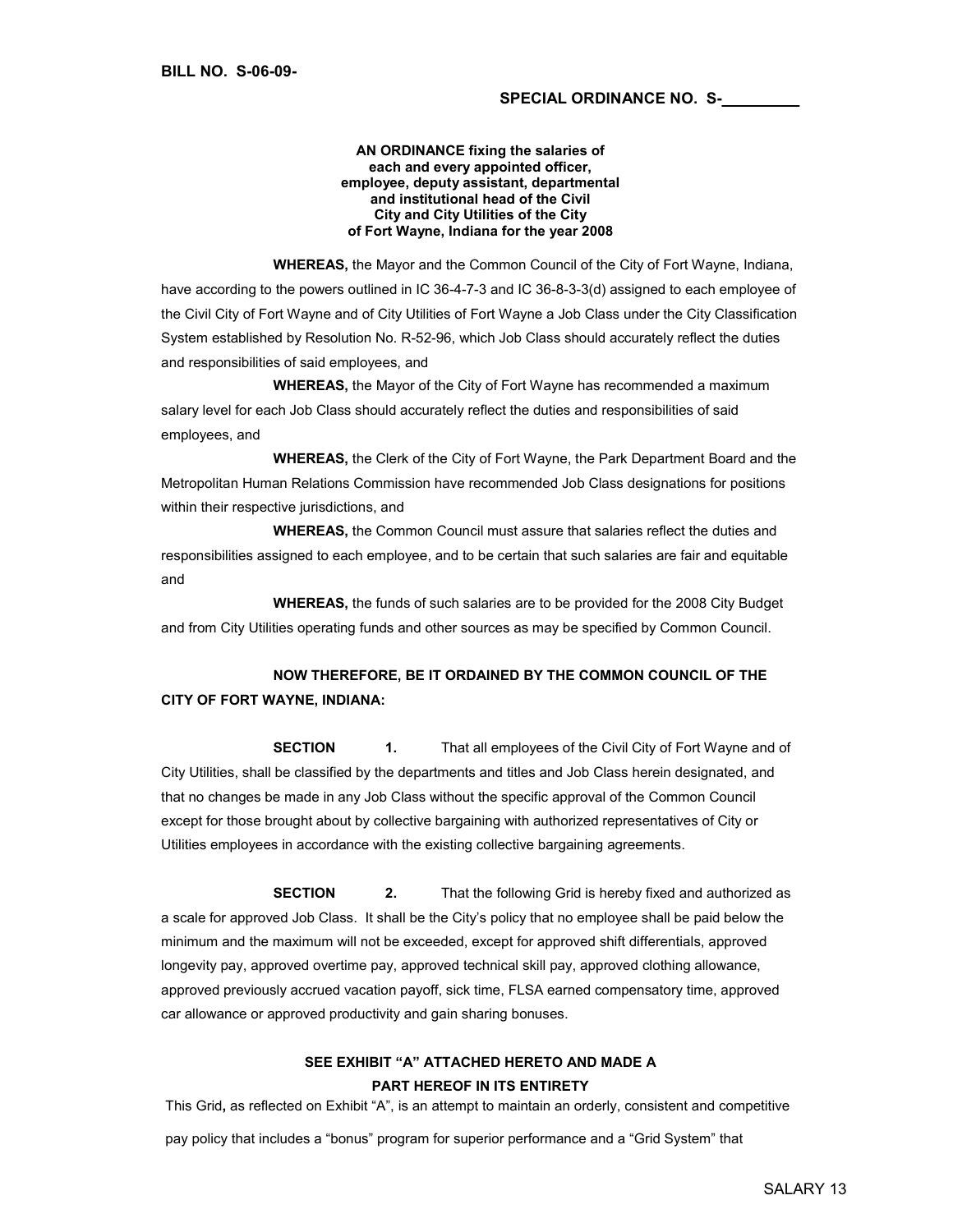**BILL NO. S-06-09-**

**SPECIAL ORDINANCE NO. S-\_\_\_\_\_\_\_\_\_**

**AN ORDINANCE fixing the salaries of each and every appointed officer, employee, deputy assistant, departmental and institutional head of the Civil City and City Utilities of the City of Fort Wayne, Indiana for the year 2008**

**WHEREAS,** the Mayor and the Common Council of the City of Fort Wayne, Indiana, have according to the powers outlined in IC 36-4-7-3 and IC 36-8-3-3(d) assigned to each employee of the Civil City of Fort Wayne and of City Utilities of Fort Wayne a Job Class under the City Classification System established by Resolution No. R-52-96, which Job Class should accurately reflect the duties and responsibilities of said employees, and

**WHEREAS,** the Mayor of the City of Fort Wayne has recommended a maximum salary level for each Job Class should accurately reflect the duties and responsibilities of said employees, and

**WHEREAS,** the Clerk of the City of Fort Wayne, the Park Department Board and the Metropolitan Human Relations Commission have recommended Job Class designations for positions within their respective jurisdictions, and

**WHEREAS,** the Common Council must assure that salaries reflect the duties and responsibilities assigned to each employee, and to be certain that such salaries are fair and equitable and

**WHEREAS,** the funds of such salaries are to be provided for the 2008 City Budget and from City Utilities operating funds and other sources as may be specified by Common Council.

**NOW THEREFORE, BE IT ORDAINED BY THE COMMON COUNCIL OF THE CITY OF FORT WAYNE, INDIANA:**

**SECTION 1.** That all employees of the Civil City of Fort Wayne and of City Utilities, shall be classified by the departments and titles and Job Class herein designated, and that no changes be made in any Job Class without the specific approval of the Common Council except for those brought about by collective bargaining with authorized representatives of City or Utilities employees in accordance with the existing collective bargaining agreements.

**SECTION 2.** That the following Grid is hereby fixed and authorized as a scale for approved Job Class. It shall be the City's policy that no employee shall be paid below the minimum and the maximum will not be exceeded, except for approved shift differentials, approved longevity pay, approved overtime pay, approved technical skill pay, approved clothing allowance, approved previously accrued vacation payoff, sick time, FLSA earned compensatory time, approved car allowance or approved productivity and gain sharing bonuses.

**SEE EXHIBIT "A" ATTACHED HERETO AND MADE A PART HEREOF IN ITS ENTIRETY**

This Grid**,** as reflected on Exhibit "A", is an attempt to maintain an orderly, consistent and competitive pay policy that includes a "bonus" program for superior performance and a "Grid System" that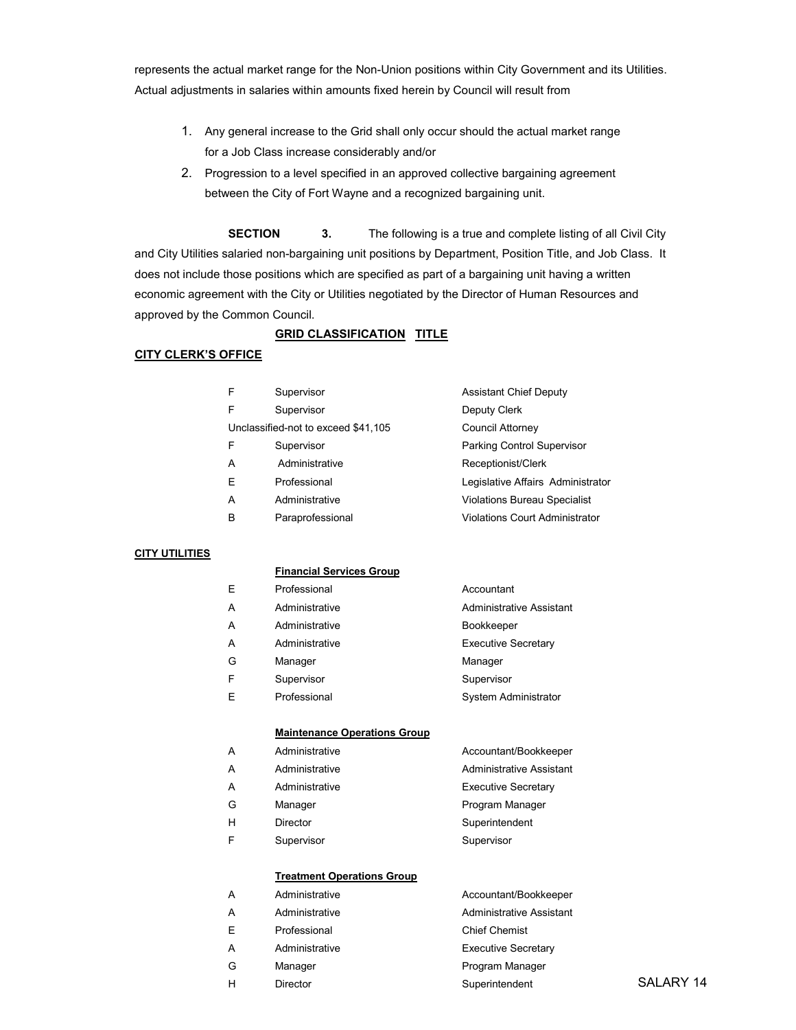represents the actual market range for the Non-Union positions within City Government and its Utilities. Actual adjustments in salaries within amounts fixed herein by Council will result from

1. Any general increase to the Grid shall only occur should the actual market range for a Job Class increase considerably and/or
2. Progression to a level specified in an approved collective bargaining agreement between the City of Fort Wayne and a recognized bargaining unit.

**SECTION 3.** The following is a true and complete listing of all Civil City and City Utilities salaried non-bargaining unit positions by Department, Position Title, and Job Class. It does not include those positions which are specified as part of a bargaining unit having a written economic agreement with the City or Utilities negotiated by the Director of Human Resources and approved by the Common Council.

**GRID CLASSIFICATION TITLE**

**CITY CLERK'S OFFICE**

| Grid | Classification | Title |
|---|---|---|
| F | Supervisor | Assistant Chief Deputy |
| F | Supervisor | Deputy Clerk |
| Unclassified-not to exceed $41,105 | | Council Attorney |
| F | Supervisor | Parking Control Supervisor |
| A | Administrative | Receptionist/Clerk |
| E | Professional | Legislative Affairs Administrator |
| A | Administrative | Violations Bureau Specialist |
| B | Paraprofessional | Violations Court Administrator |

**CITY UTILITIES**

**Financial Services Group**

| Grid | Classification | Title |
|---|---|---|
| E | Professional | Accountant |
| A | Administrative | Administrative Assistant |
| A | Administrative | Bookkeeper |
| A | Administrative | Executive Secretary |
| G | Manager | Manager |
| F | Supervisor | Supervisor |
| E | Professional | System Administrator |

**Maintenance Operations Group**

| Grid | Classification | Title |
|---|---|---|
| A | Administrative | Accountant/Bookkeeper |
| A | Administrative | Administrative Assistant |
| A | Administrative | Executive Secretary |
| G | Manager | Program Manager |
| H | Director | Superintendent |
| F | Supervisor | Supervisor |

**Treatment Operations Group**

| Grid | Classification | Title |
|---|---|---|
| A | Administrative | Accountant/Bookkeeper |
| A | Administrative | Administrative Assistant |
| E | Professional | Chief Chemist |
| A | Administrative | Executive Secretary |
| G | Manager | Program Manager |
| H | Director | Superintendent |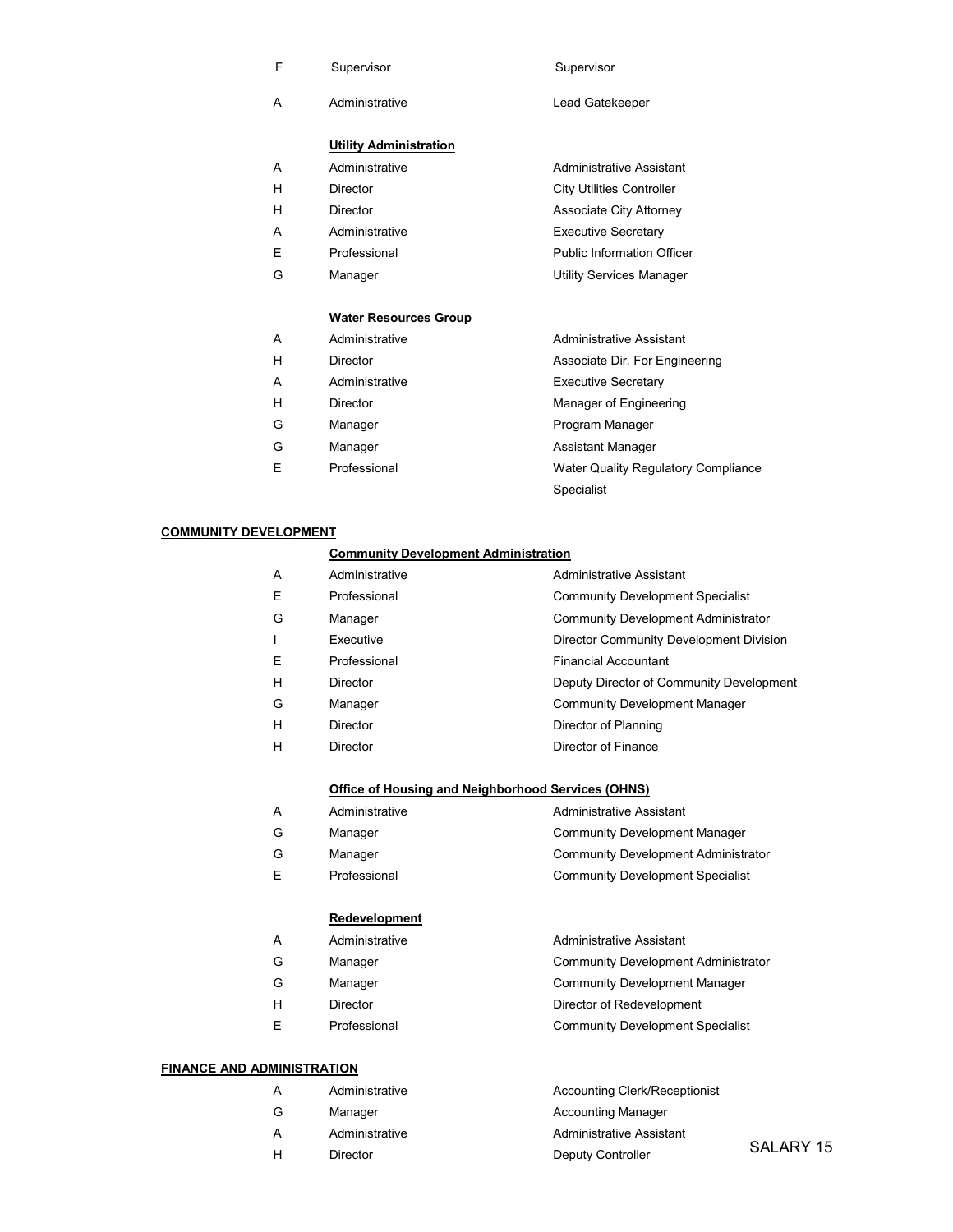| | | |
|---|---|---|
| F | Supervisor | Supervisor |
| A | Administrative | Lead Gatekeeper |

**Utility Administration**

| | | |
|---|---|---|
| A | Administrative | Administrative Assistant |
| H | Director | City Utilities Controller |
| H | Director | Associate City Attorney |
| A | Administrative | Executive Secretary |
| E | Professional | Public Information Officer |
| G | Manager | Utility Services Manager |

**Water Resources Group**

| | | |
|---|---|---|
| A | Administrative | Administrative Assistant |
| H | Director | Associate Dir. For Engineering |
| A | Administrative | Executive Secretary |
| H | Director | Manager of Engineering |
| G | Manager | Program Manager |
| G | Manager | Assistant Manager |
| E | Professional | Water Quality Regulatory Compliance Specialist |

## COMMUNITY DEVELOPMENT

**Community Development Administration**

| | | |
|---|---|---|
| A | Administrative | Administrative Assistant |
| E | Professional | Community Development Specialist |
| G | Manager | Community Development Administrator |
| I | Executive | Director Community Development Division |
| E | Professional | Financial Accountant |
| H | Director | Deputy Director of Community Development |
| G | Manager | Community Development Manager |
| H | Director | Director of Planning |
| H | Director | Director of Finance |

**Office of Housing and Neighborhood Services (OHNS)**

| | | |
|---|---|---|
| A | Administrative | Administrative Assistant |
| G | Manager | Community Development Manager |
| G | Manager | Community Development Administrator |
| E | Professional | Community Development Specialist |

**Redevelopment**

| | | |
|---|---|---|
| A | Administrative | Administrative Assistant |
| G | Manager | Community Development Administrator |
| G | Manager | Community Development Manager |
| H | Director | Director of Redevelopment |
| E | Professional | Community Development Specialist |

## FINANCE AND ADMINISTRATION

| | | |
|---|---|---|
| A | Administrative | Accounting Clerk/Receptionist |
| G | Manager | Accounting Manager |
| A | Administrative | Administrative Assistant |
| H | Director | Deputy Controller |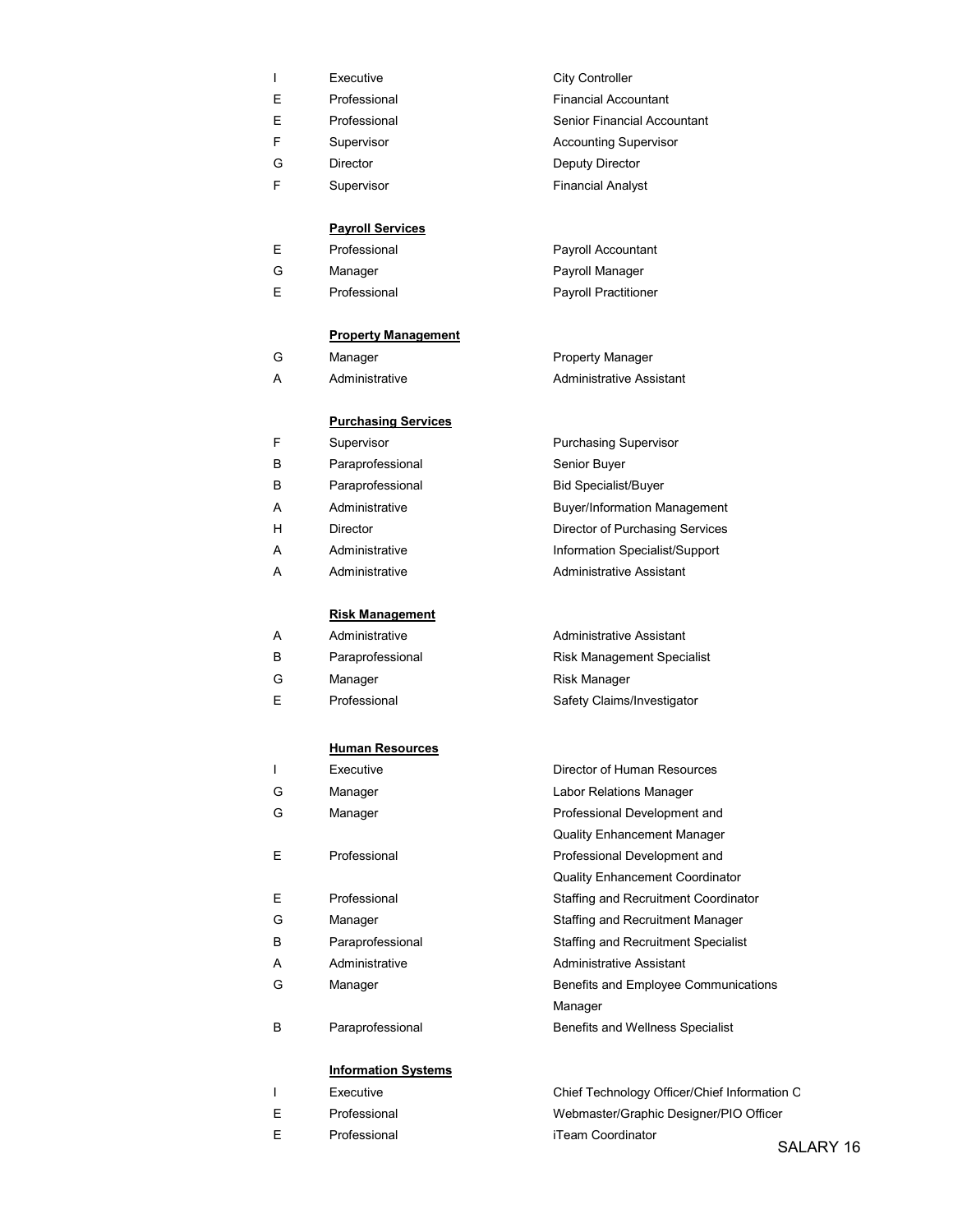| | | |
|---|---|---|
| I | Executive | City Controller |
| E | Professional | Financial Accountant |
| E | Professional | Senior Financial Accountant |
| F | Supervisor | Accounting Supervisor |
| G | Director | Deputy Director |
| F | Supervisor | Financial Analyst |

**Payroll Services**

| | | |
|---|---|---|
| E | Professional | Payroll Accountant |
| G | Manager | Payroll Manager |
| E | Professional | Payroll Practitioner |

**Property Management**

| | | |
|---|---|---|
| G | Manager | Property Manager |
| A | Administrative | Administrative Assistant |

**Purchasing Services**

| | | |
|---|---|---|
| F | Supervisor | Purchasing Supervisor |
| B | Paraprofessional | Senior Buyer |
| B | Paraprofessional | Bid Specialist/Buyer |
| A | Administrative | Buyer/Information Management |
| H | Director | Director of Purchasing Services |
| A | Administrative | Information Specialist/Support |
| A | Administrative | Administrative Assistant |

**Risk Management**

| | | |
|---|---|---|
| A | Administrative | Administrative Assistant |
| B | Paraprofessional | Risk Management Specialist |
| G | Manager | Risk Manager |
| E | Professional | Safety Claims/Investigator |

**Human Resources**

| | | |
|---|---|---|
| I | Executive | Director of Human Resources |
| G | Manager | Labor Relations Manager |
| G | Manager | Professional Development and Quality Enhancement Manager |
| E | Professional | Professional Development and Quality Enhancement Coordinator |
| E | Professional | Staffing and Recruitment Coordinator |
| G | Manager | Staffing and Recruitment Manager |
| B | Paraprofessional | Staffing and Recruitment Specialist |
| A | Administrative | Administrative Assistant |
| G | Manager | Benefits and Employee Communications Manager |
| B | Paraprofessional | Benefits and Wellness Specialist |

**Information Systems**

| | | |
|---|---|---|
| I | Executive | Chief Technology Officer/Chief Information C |
| E | Professional | Webmaster/Graphic Designer/PIO Officer |
| E | Professional | iTeam Coordinator |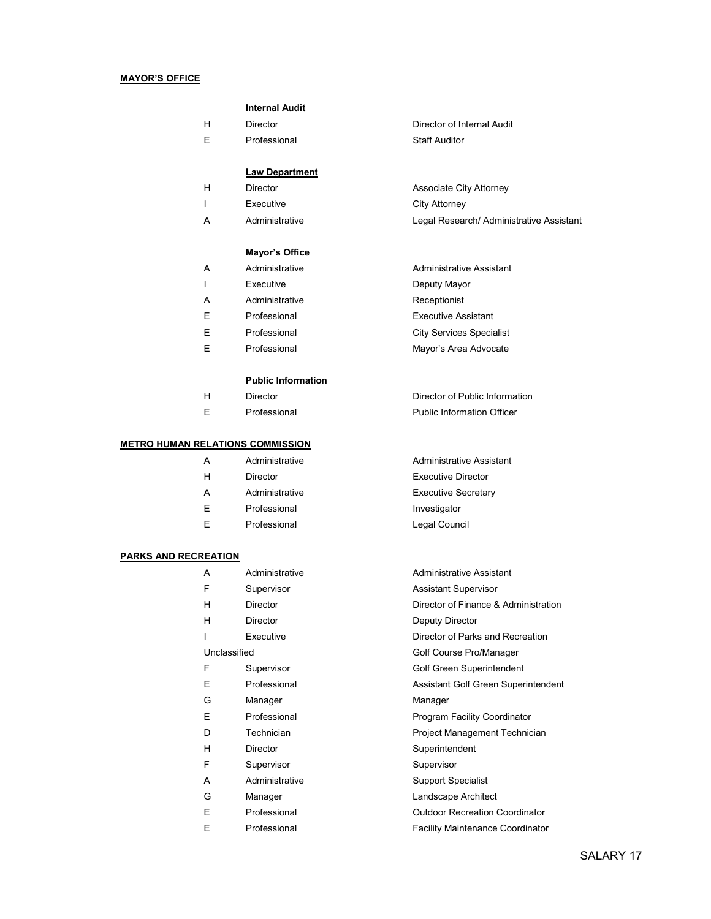**MAYOR'S OFFICE**

**Internal Audit**

| Grade | Category | Title |
|---|---|---|
| H | Director | Director of Internal Audit |
| E | Professional | Staff Auditor |

**Law Department**

| Grade | Category | Title |
|---|---|---|
| H | Director | Associate City Attorney |
| I | Executive | City Attorney |
| A | Administrative | Legal Research/ Administrative Assistant |

**Mayor's Office**

| Grade | Category | Title |
|---|---|---|
| A | Administrative | Administrative Assistant |
| I | Executive | Deputy Mayor |
| A | Administrative | Receptionist |
| E | Professional | Executive Assistant |
| E | Professional | City Services Specialist |
| E | Professional | Mayor's Area Advocate |

**Public Information**

| Grade | Category | Title |
|---|---|---|
| H | Director | Director of Public Information |
| E | Professional | Public Information Officer |

**METRO HUMAN RELATIONS COMMISSION**

| Grade | Category | Title |
|---|---|---|
| A | Administrative | Administrative Assistant |
| H | Director | Executive Director |
| A | Administrative | Executive Secretary |
| E | Professional | Investigator |
| E | Professional | Legal Council |

**PARKS AND RECREATION**

| Grade | Category | Title |
|---|---|---|
| A | Administrative | Administrative Assistant |
| F | Supervisor | Assistant Supervisor |
| H | Director | Director of Finance & Administration |
| H | Director | Deputy Director |
| I | Executive | Director of Parks and Recreation |
| Unclassified | | Golf Course Pro/Manager |
| F | Supervisor | Golf Green Superintendent |
| E | Professional | Assistant Golf Green Superintendent |
| G | Manager | Manager |
| E | Professional | Program Facility Coordinator |
| D | Technician | Project Management Technician |
| H | Director | Superintendent |
| F | Supervisor | Supervisor |
| A | Administrative | Support Specialist |
| G | Manager | Landscape Architect |
| E | Professional | Outdoor Recreation Coordinator |
| E | Professional | Facility Maintenance Coordinator |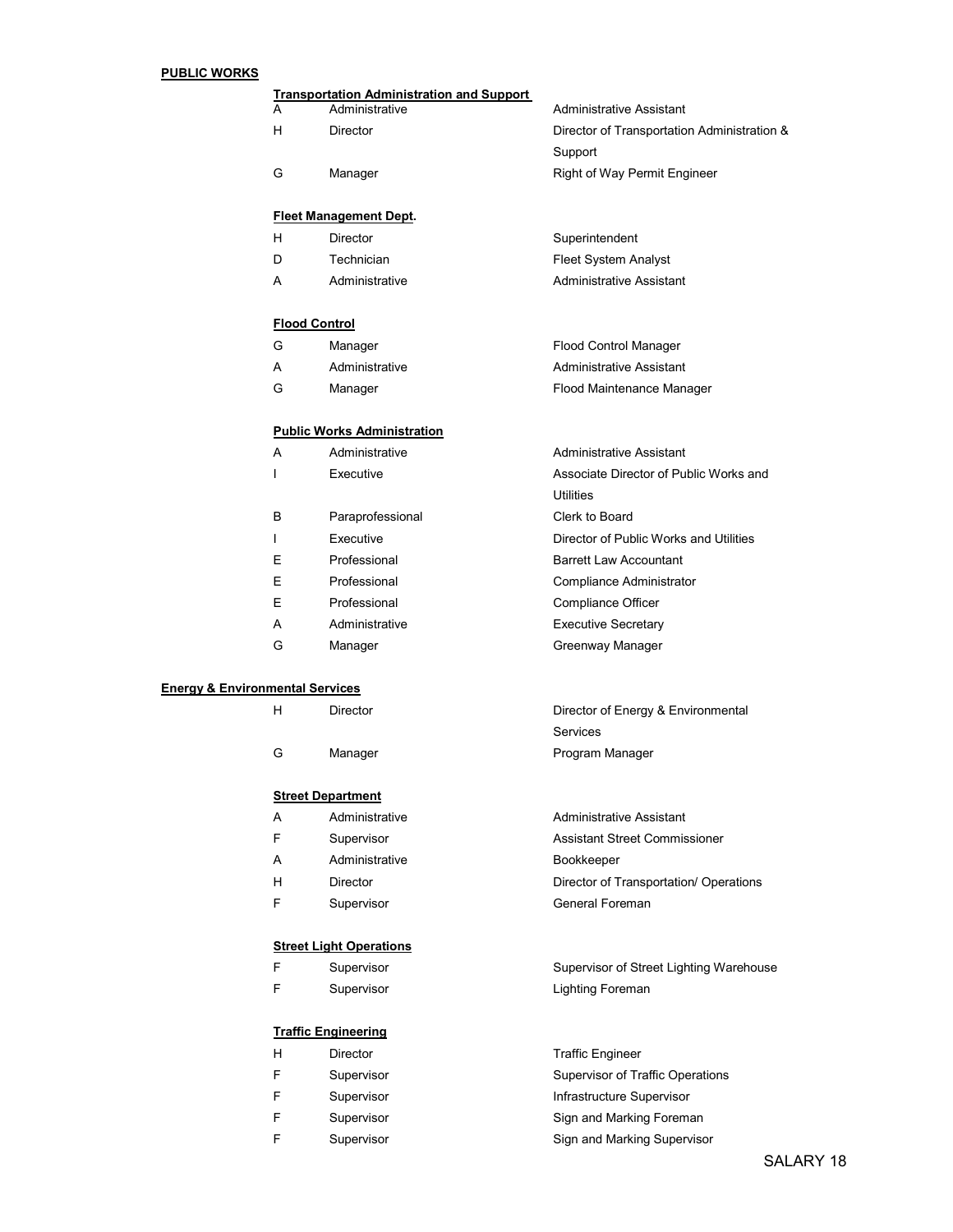**PUBLIC WORKS**

**Transportation Administration and Support**

| | | |
|---|---|---|
| A | Administrative | Administrative Assistant |
| H | Director | Director of Transportation Administration & Support |
| G | Manager | Right of Way Permit Engineer |

**Fleet Management Dept.**

| | | |
|---|---|---|
| H | Director | Superintendent |
| D | Technician | Fleet System Analyst |
| A | Administrative | Administrative Assistant |

**Flood Control**

| | | |
|---|---|---|
| G | Manager | Flood Control Manager |
| A | Administrative | Administrative Assistant |
| G | Manager | Flood Maintenance Manager |

**Public Works Administration**

| | | |
|---|---|---|
| A | Administrative | Administrative Assistant |
| I | Executive | Associate Director of Public Works and Utilities |
| B | Paraprofessional | Clerk to Board |
| I | Executive | Director of Public Works and Utilities |
| E | Professional | Barrett Law Accountant |
| E | Professional | Compliance Administrator |
| E | Professional | Compliance Officer |
| A | Administrative | Executive Secretary |
| G | Manager | Greenway Manager |

**Energy & Environmental Services**

| | | |
|---|---|---|
| H | Director | Director of Energy & Environmental Services |
| G | Manager | Program Manager |

**Street Department**

| | | |
|---|---|---|
| A | Administrative | Administrative Assistant |
| F | Supervisor | Assistant Street Commissioner |
| A | Administrative | Bookkeeper |
| H | Director | Director of Transportation/ Operations |
| F | Supervisor | General Foreman |

**Street Light Operations**

| | | |
|---|---|---|
| F | Supervisor | Supervisor of Street Lighting Warehouse |
| F | Supervisor | Lighting Foreman |

**Traffic Engineering**

| | | |
|---|---|---|
| H | Director | Traffic Engineer |
| F | Supervisor | Supervisor of Traffic Operations |
| F | Supervisor | Infrastructure Supervisor |
| F | Supervisor | Sign and Marking Foreman |
| F | Supervisor | Sign and Marking Supervisor |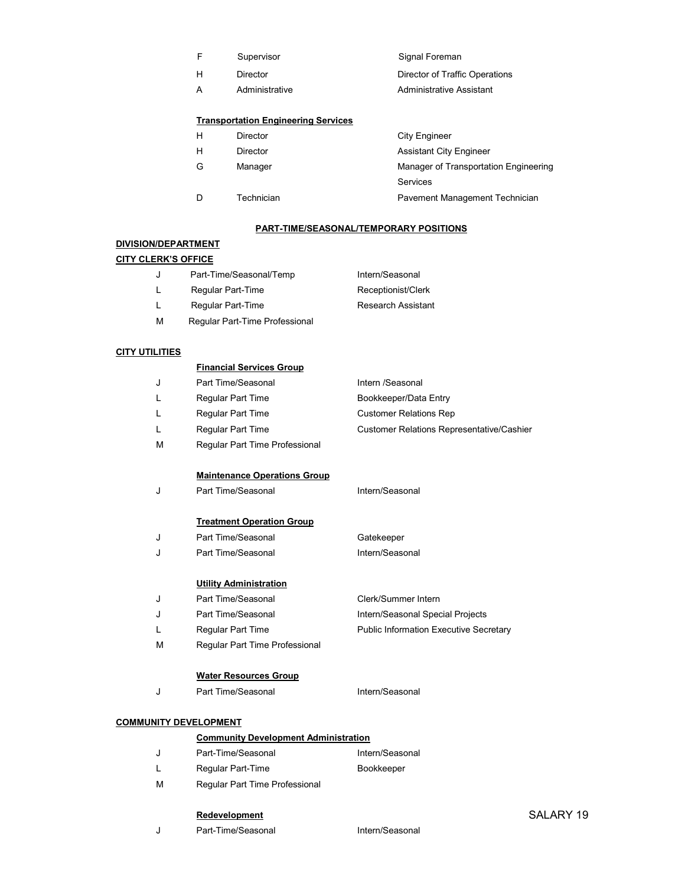| | | |
|---|---|---|
| F | Supervisor | Signal Foreman |
| H | Director | Director of Traffic Operations |
| A | Administrative | Administrative Assistant |

**Transportation Engineering Services**

| | | |
|---|---|---|
| H | Director | City Engineer |
| H | Director | Assistant City Engineer |
| G | Manager | Manager of Transportation Engineering Services |
| D | Technician | Pavement Management Technician |

**PART-TIME/SEASONAL/TEMPORARY POSITIONS**

**DIVISION/DEPARTMENT**

**CITY CLERK'S OFFICE**

| | | |
|---|---|---|
| J | Part-Time/Seasonal/Temp | Intern/Seasonal |
| L | Regular Part-Time | Receptionist/Clerk |
| L | Regular Part-Time | Research Assistant |
| M | Regular Part-Time Professional | |

**CITY UTILITIES**

**Financial Services Group**

| | | |
|---|---|---|
| J | Part Time/Seasonal | Intern /Seasonal |
| L | Regular Part Time | Bookkeeper/Data Entry |
| L | Regular Part Time | Customer Relations Rep |
| L | Regular Part Time | Customer Relations Representative/Cashier |
| M | Regular Part Time Professional | |

**Maintenance Operations Group**

| | | |
|---|---|---|
| J | Part Time/Seasonal | Intern/Seasonal |

**Treatment Operation Group**

| | | |
|---|---|---|
| J | Part Time/Seasonal | Gatekeeper |
| J | Part Time/Seasonal | Intern/Seasonal |

**Utility Administration**

| | | |
|---|---|---|
| J | Part Time/Seasonal | Clerk/Summer Intern |
| J | Part Time/Seasonal | Intern/Seasonal Special Projects |
| L | Regular Part Time | Public Information Executive Secretary |
| M | Regular Part Time Professional | |

**Water Resources Group**

| | | |
|---|---|---|
| J | Part Time/Seasonal | Intern/Seasonal |

**COMMUNITY DEVELOPMENT**

**Community Development Administration**

| | | |
|---|---|---|
| J | Part-Time/Seasonal | Intern/Seasonal |
| L | Regular Part-Time | Bookkeeper |
| M | Regular Part Time Professional | |

**Redevelopment**

| | | |
|---|---|---|
| J | Part-Time/Seasonal | Intern/Seasonal |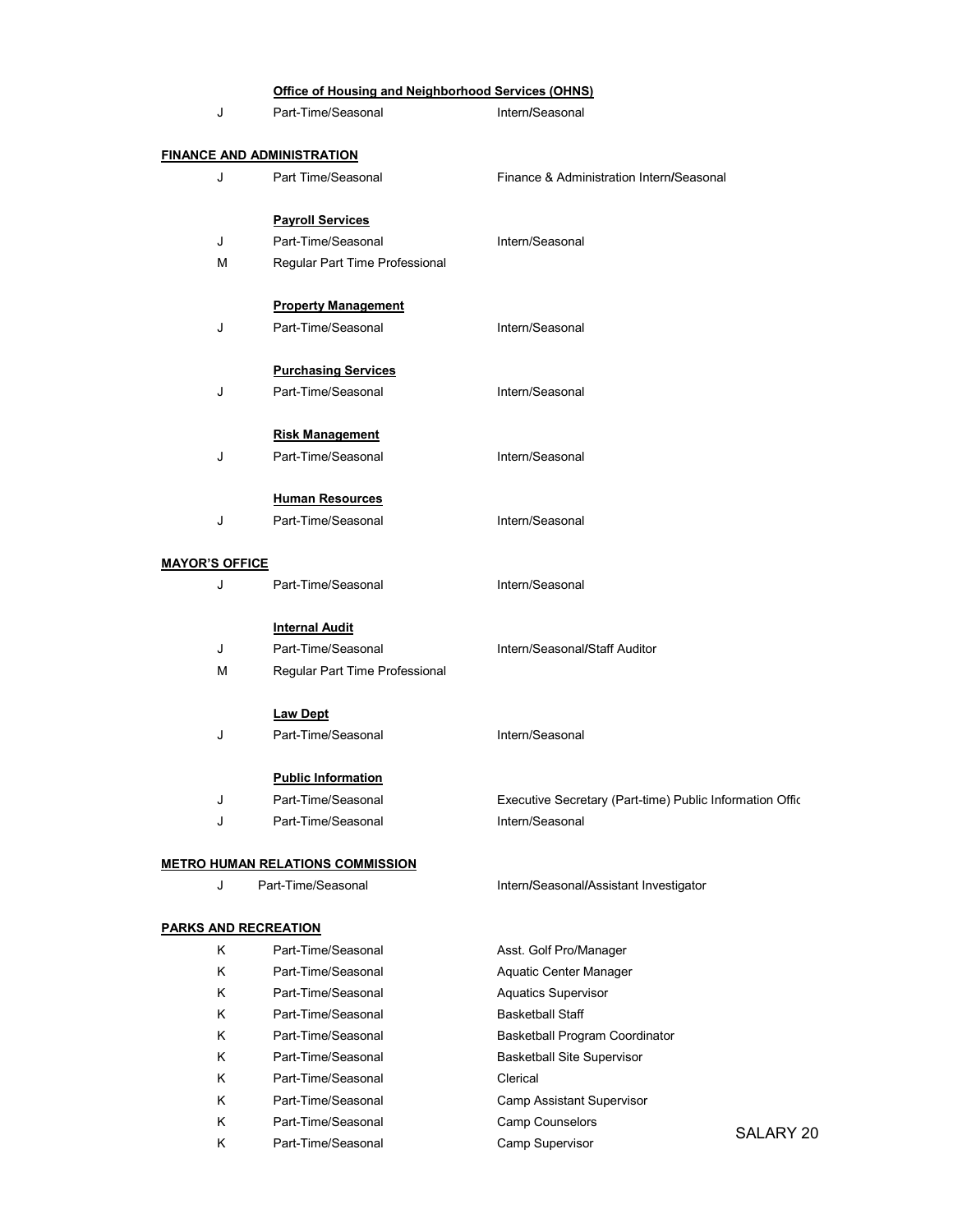**Office of Housing and Neighborhood Services (OHNS)**

| | | |
|---|---|---|
| J | Part-Time/Seasonal | Intern/Seasonal |

**FINANCE AND ADMINISTRATION**

| | | |
|---|---|---|
| J | Part Time/Seasonal | Finance & Administration Intern/Seasonal |

**Payroll Services**

| | | |
|---|---|---|
| J | Part-Time/Seasonal | Intern/Seasonal |
| M | Regular Part Time Professional | |

**Property Management**

| | | |
|---|---|---|
| J | Part-Time/Seasonal | Intern/Seasonal |

**Purchasing Services**

| | | |
|---|---|---|
| J | Part-Time/Seasonal | Intern/Seasonal |

**Risk Management**

| | | |
|---|---|---|
| J | Part-Time/Seasonal | Intern/Seasonal |

**Human Resources**

| | | |
|---|---|---|
| J | Part-Time/Seasonal | Intern/Seasonal |

**MAYOR'S OFFICE**

| | | |
|---|---|---|
| J | Part-Time/Seasonal | Intern/Seasonal |

**Internal Audit**

| | | |
|---|---|---|
| J | Part-Time/Seasonal | Intern/Seasonal/Staff Auditor |
| M | Regular Part Time Professional | |

**Law Dept**

| | | |
|---|---|---|
| J | Part-Time/Seasonal | Intern/Seasonal |

**Public Information**

| | | |
|---|---|---|
| J | Part-Time/Seasonal | Executive Secretary (Part-time) Public Information Offic |
| J | Part-Time/Seasonal | Intern/Seasonal |

**METRO HUMAN RELATIONS COMMISSION**

| | | |
|---|---|---|
| J | Part-Time/Seasonal | Intern/Seasonal/Assistant Investigator |

**PARKS AND RECREATION**

| | | |
|---|---|---|
| K | Part-Time/Seasonal | Asst. Golf Pro/Manager |
| K | Part-Time/Seasonal | Aquatic Center Manager |
| K | Part-Time/Seasonal | Aquatics Supervisor |
| K | Part-Time/Seasonal | Basketball Staff |
| K | Part-Time/Seasonal | Basketball Program Coordinator |
| K | Part-Time/Seasonal | Basketball Site Supervisor |
| K | Part-Time/Seasonal | Clerical |
| K | Part-Time/Seasonal | Camp Assistant Supervisor |
| K | Part-Time/Seasonal | Camp Counselors |
| K | Part-Time/Seasonal | Camp Supervisor |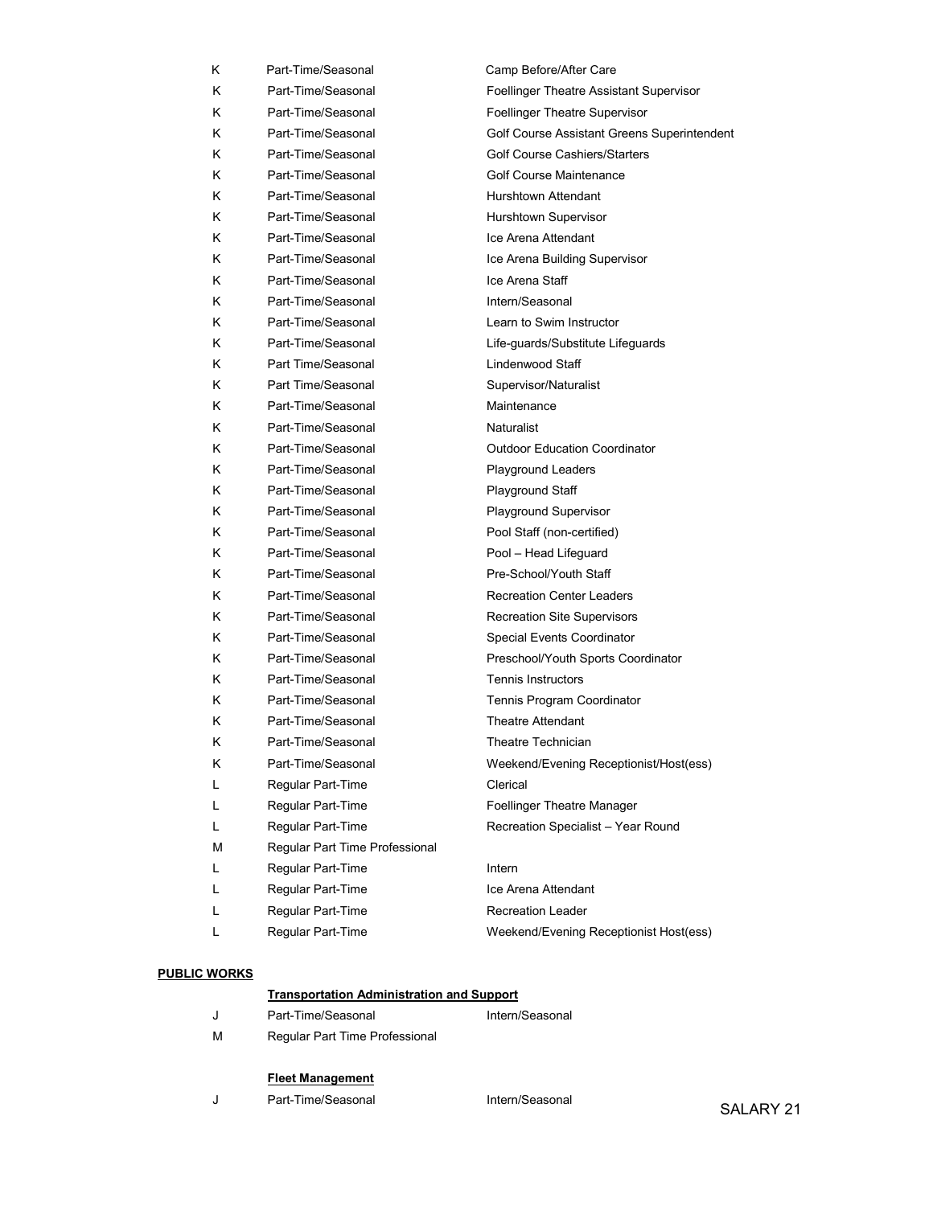| | | |
|---|---|---|
| K | Part-Time/Seasonal | Camp Before/After Care |
| K | Part-Time/Seasonal | Foellinger Theatre Assistant Supervisor |
| K | Part-Time/Seasonal | Foellinger Theatre Supervisor |
| K | Part-Time/Seasonal | Golf Course Assistant Greens Superintendent |
| K | Part-Time/Seasonal | Golf Course Cashiers/Starters |
| K | Part-Time/Seasonal | Golf Course Maintenance |
| K | Part-Time/Seasonal | Hurshtown Attendant |
| K | Part-Time/Seasonal | Hurshtown Supervisor |
| K | Part-Time/Seasonal | Ice Arena Attendant |
| K | Part-Time/Seasonal | Ice Arena Building Supervisor |
| K | Part-Time/Seasonal | Ice Arena Staff |
| K | Part-Time/Seasonal | Intern/Seasonal |
| K | Part-Time/Seasonal | Learn to Swim Instructor |
| K | Part-Time/Seasonal | Life-guards/Substitute Lifeguards |
| K | Part Time/Seasonal | Lindenwood Staff |
| K | Part Time/Seasonal | Supervisor/Naturalist |
| K | Part-Time/Seasonal | Maintenance |
| K | Part-Time/Seasonal | Naturalist |
| K | Part-Time/Seasonal | Outdoor Education Coordinator |
| K | Part-Time/Seasonal | Playground Leaders |
| K | Part-Time/Seasonal | Playground Staff |
| K | Part-Time/Seasonal | Playground Supervisor |
| K | Part-Time/Seasonal | Pool Staff (non-certified) |
| K | Part-Time/Seasonal | Pool – Head Lifeguard |
| K | Part-Time/Seasonal | Pre-School/Youth Staff |
| K | Part-Time/Seasonal | Recreation Center Leaders |
| K | Part-Time/Seasonal | Recreation Site Supervisors |
| K | Part-Time/Seasonal | Special Events Coordinator |
| K | Part-Time/Seasonal | Preschool/Youth Sports Coordinator |
| K | Part-Time/Seasonal | Tennis Instructors |
| K | Part-Time/Seasonal | Tennis Program Coordinator |
| K | Part-Time/Seasonal | Theatre Attendant |
| K | Part-Time/Seasonal | Theatre Technician |
| K | Part-Time/Seasonal | Weekend/Evening Receptionist/Host(ess) |
| L | Regular Part-Time | Clerical |
| L | Regular Part-Time | Foellinger Theatre Manager |
| L | Regular Part-Time | Recreation Specialist – Year Round |
| M | Regular Part Time Professional | |
| L | Regular Part-Time | Intern |
| L | Regular Part-Time | Ice Arena Attendant |
| L | Regular Part-Time | Recreation Leader |
| L | Regular Part-Time | Weekend/Evening Receptionist Host(ess) |

**PUBLIC WORKS**

**Transportation Administration and Support**

| | | |
|---|---|---|
| J | Part-Time/Seasonal | Intern/Seasonal |
| M | Regular Part Time Professional | |

**Fleet Management**

| | | |
|---|---|---|
| J | Part-Time/Seasonal | Intern/Seasonal |

SALARY 21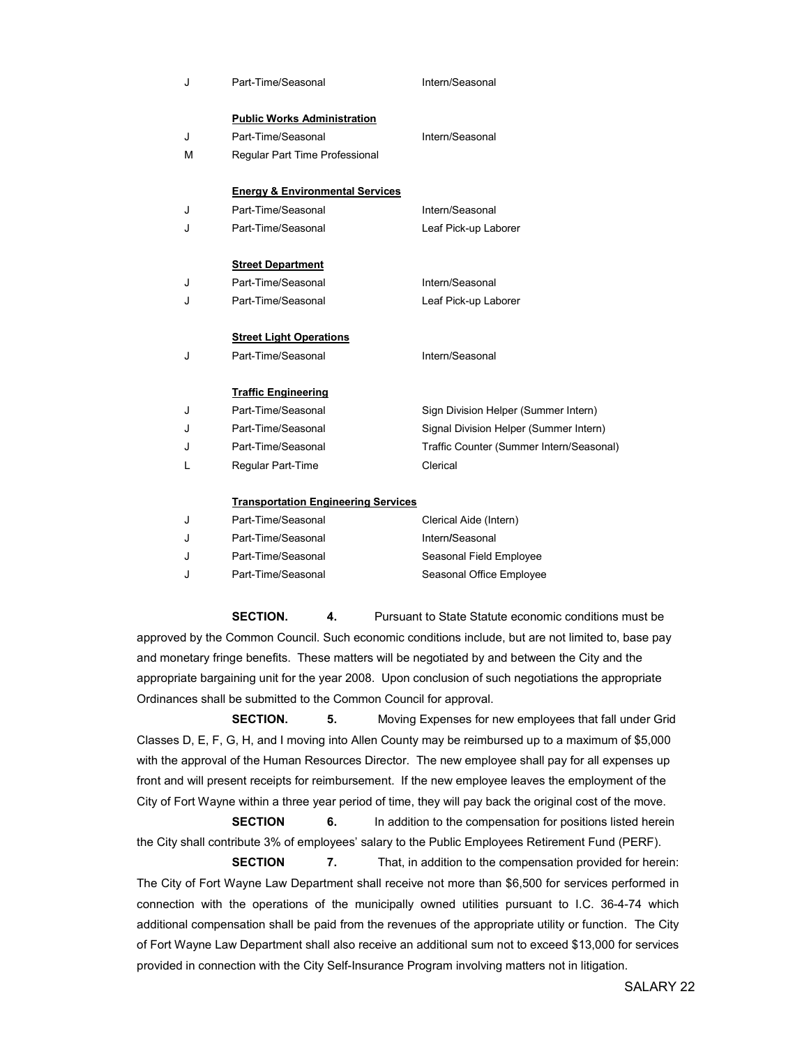| | | |
|---|---|---|
| J | Part-Time/Seasonal | Intern/Seasonal |
| | **Public Works Administration** | |
| J | Part-Time/Seasonal | Intern/Seasonal |
| M | Regular Part Time Professional | |
| | **Energy & Environmental Services** | |
| J | Part-Time/Seasonal | Intern/Seasonal |
| J | Part-Time/Seasonal | Leaf Pick-up Laborer |
| | **Street Department** | |
| J | Part-Time/Seasonal | Intern/Seasonal |
| J | Part-Time/Seasonal | Leaf Pick-up Laborer |
| | **Street Light Operations** | |
| J | Part-Time/Seasonal | Intern/Seasonal |
| | **Traffic Engineering** | |
| J | Part-Time/Seasonal | Sign Division Helper (Summer Intern) |
| J | Part-Time/Seasonal | Signal Division Helper (Summer Intern) |
| J | Part-Time/Seasonal | Traffic Counter (Summer Intern/Seasonal) |
| L | Regular Part-Time | Clerical |
| | **Transportation Engineering Services** | |
| J | Part-Time/Seasonal | Clerical Aide (Intern) |
| J | Part-Time/Seasonal | Intern/Seasonal |
| J | Part-Time/Seasonal | Seasonal Field Employee |
| J | Part-Time/Seasonal | Seasonal Office Employee |

**SECTION. 4.** Pursuant to State Statute economic conditions must be approved by the Common Council. Such economic conditions include, but are not limited to, base pay and monetary fringe benefits. These matters will be negotiated by and between the City and the appropriate bargaining unit for the year 2008. Upon conclusion of such negotiations the appropriate Ordinances shall be submitted to the Common Council for approval.

**SECTION. 5.** Moving Expenses for new employees that fall under Grid Classes D, E, F, G, H, and I moving into Allen County may be reimbursed up to a maximum of $5,000 with the approval of the Human Resources Director. The new employee shall pay for all expenses up front and will present receipts for reimbursement. If the new employee leaves the employment of the City of Fort Wayne within a three year period of time, they will pay back the original cost of the move.

**SECTION 6.** In addition to the compensation for positions listed herein the City shall contribute 3% of employees' salary to the Public Employees Retirement Fund (PERF).

**SECTION 7.** That, in addition to the compensation provided for herein: The City of Fort Wayne Law Department shall receive not more than $6,500 for services performed in connection with the operations of the municipally owned utilities pursuant to I.C. 36-4-74 which additional compensation shall be paid from the revenues of the appropriate utility or function. The City of Fort Wayne Law Department shall also receive an additional sum not to exceed $13,000 for services provided in connection with the City Self-Insurance Program involving matters not in litigation.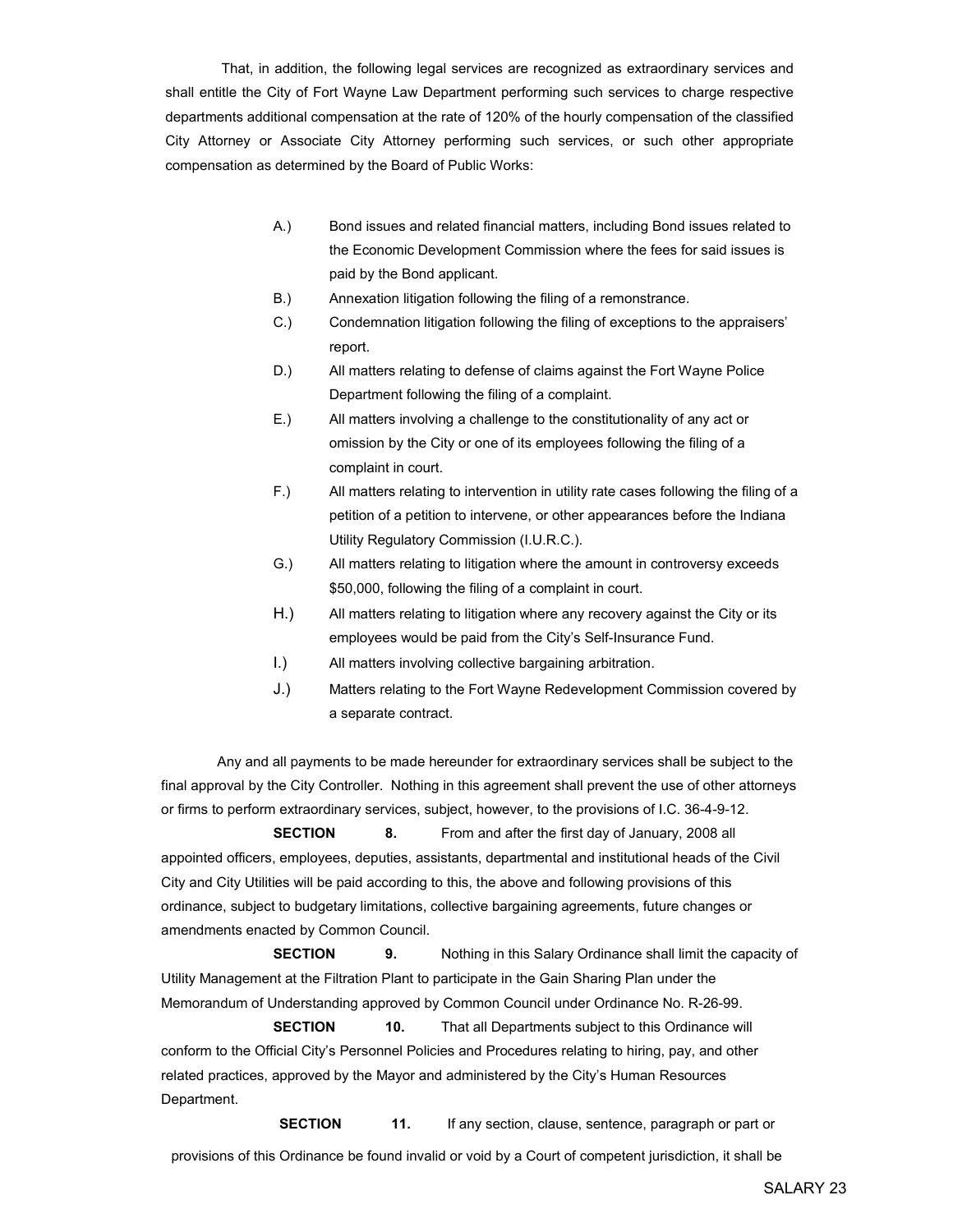That, in addition, the following legal services are recognized as extraordinary services and shall entitle the City of Fort Wayne Law Department performing such services to charge respective departments additional compensation at the rate of 120% of the hourly compensation of the classified City Attorney or Associate City Attorney performing such services, or such other appropriate compensation as determined by the Board of Public Works:

A.) Bond issues and related financial matters, including Bond issues related to the Economic Development Commission where the fees for said issues is paid by the Bond applicant.

B.) Annexation litigation following the filing of a remonstrance.

C.) Condemnation litigation following the filing of exceptions to the appraisers' report.

D.) All matters relating to defense of claims against the Fort Wayne Police Department following the filing of a complaint.

E.) All matters involving a challenge to the constitutionality of any act or omission by the City or one of its employees following the filing of a complaint in court.

F.) All matters relating to intervention in utility rate cases following the filing of a petition of a petition to intervene, or other appearances before the Indiana Utility Regulatory Commission (I.U.R.C.).

G.) All matters relating to litigation where the amount in controversy exceeds $50,000, following the filing of a complaint in court.

H.) All matters relating to litigation where any recovery against the City or its employees would be paid from the City's Self-Insurance Fund.

I.) All matters involving collective bargaining arbitration.

J.) Matters relating to the Fort Wayne Redevelopment Commission covered by a separate contract.

Any and all payments to be made hereunder for extraordinary services shall be subject to the final approval by the City Controller. Nothing in this agreement shall prevent the use of other attorneys or firms to perform extraordinary services, subject, however, to the provisions of I.C. 36-4-9-12.

**SECTION 8.** From and after the first day of January, 2008 all appointed officers, employees, deputies, assistants, departmental and institutional heads of the Civil City and City Utilities will be paid according to this, the above and following provisions of this ordinance, subject to budgetary limitations, collective bargaining agreements, future changes or amendments enacted by Common Council.

**SECTION 9.** Nothing in this Salary Ordinance shall limit the capacity of Utility Management at the Filtration Plant to participate in the Gain Sharing Plan under the Memorandum of Understanding approved by Common Council under Ordinance No. R-26-99.

**SECTION 10.** That all Departments subject to this Ordinance will conform to the Official City's Personnel Policies and Procedures relating to hiring, pay, and other related practices, approved by the Mayor and administered by the City's Human Resources Department.

**SECTION 11.** If any section, clause, sentence, paragraph or part or provisions of this Ordinance be found invalid or void by a Court of competent jurisdiction, it shall be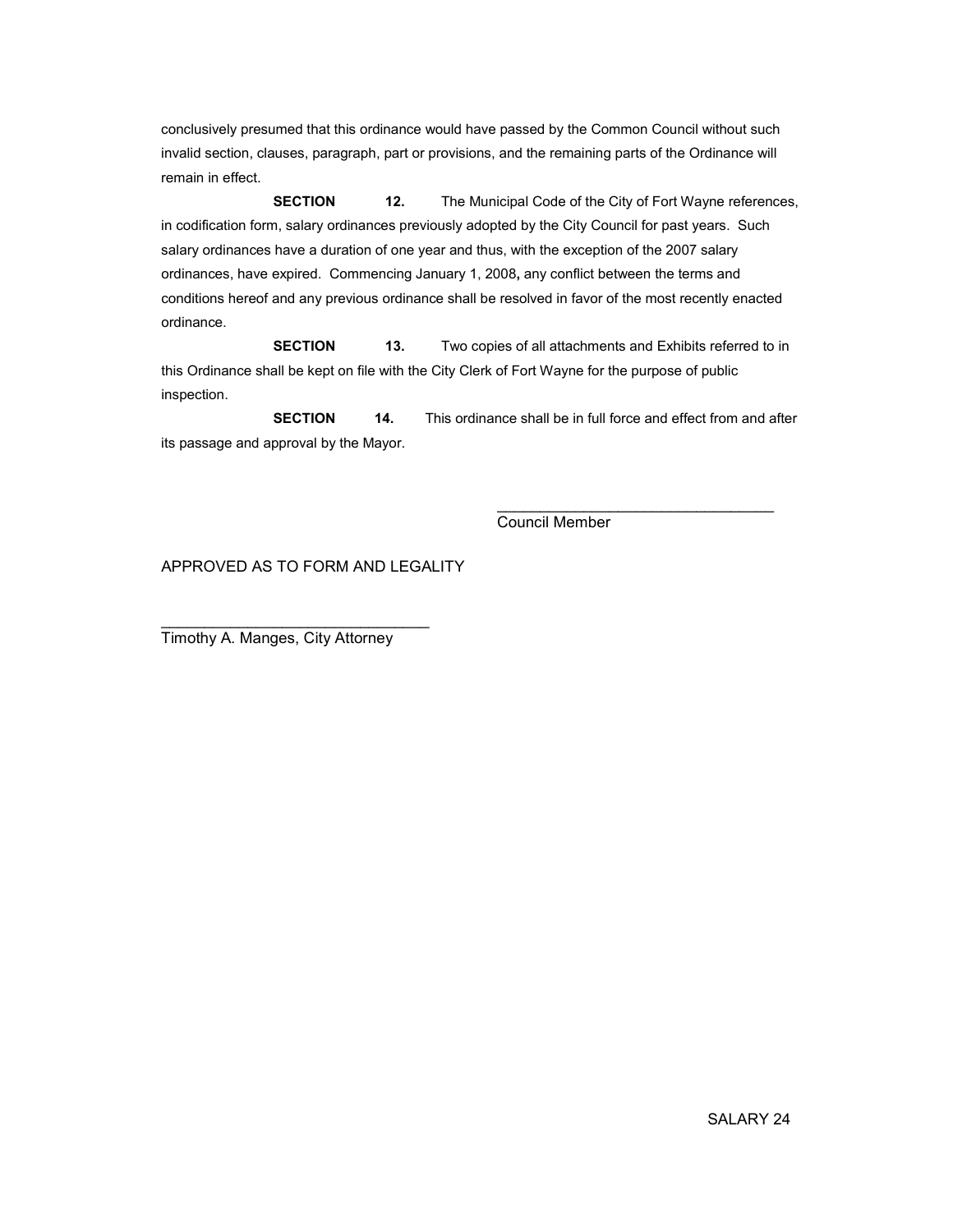conclusively presumed that this ordinance would have passed by the Common Council without such invalid section, clauses, paragraph, part or provisions, and the remaining parts of the Ordinance will remain in effect.

**SECTION 12.** The Municipal Code of the City of Fort Wayne references, in codification form, salary ordinances previously adopted by the City Council for past years. Such salary ordinances have a duration of one year and thus, with the exception of the 2007 salary ordinances, have expired. Commencing January 1, 2008**,** any conflict between the terms and conditions hereof and any previous ordinance shall be resolved in favor of the most recently enacted ordinance.

**SECTION 13.** Two copies of all attachments and Exhibits referred to in this Ordinance shall be kept on file with the City Clerk of Fort Wayne for the purpose of public inspection.

**SECTION 14.** This ordinance shall be in full force and effect from and after its passage and approval by the Mayor.

\_\_\_\_\_\_\_\_\_\_\_\_\_\_\_\_\_\_\_\_\_\_\_\_\_\_\_\_\_\_\_\_\_\_
Council Member

APPROVED AS TO FORM AND LEGALITY

\_\_\_\_\_\_\_\_\_\_\_\_\_\_\_\_\_\_\_\_\_\_\_\_\_\_\_\_\_\_\_\_
Timothy A. Manges, City Attorney

SALARY 24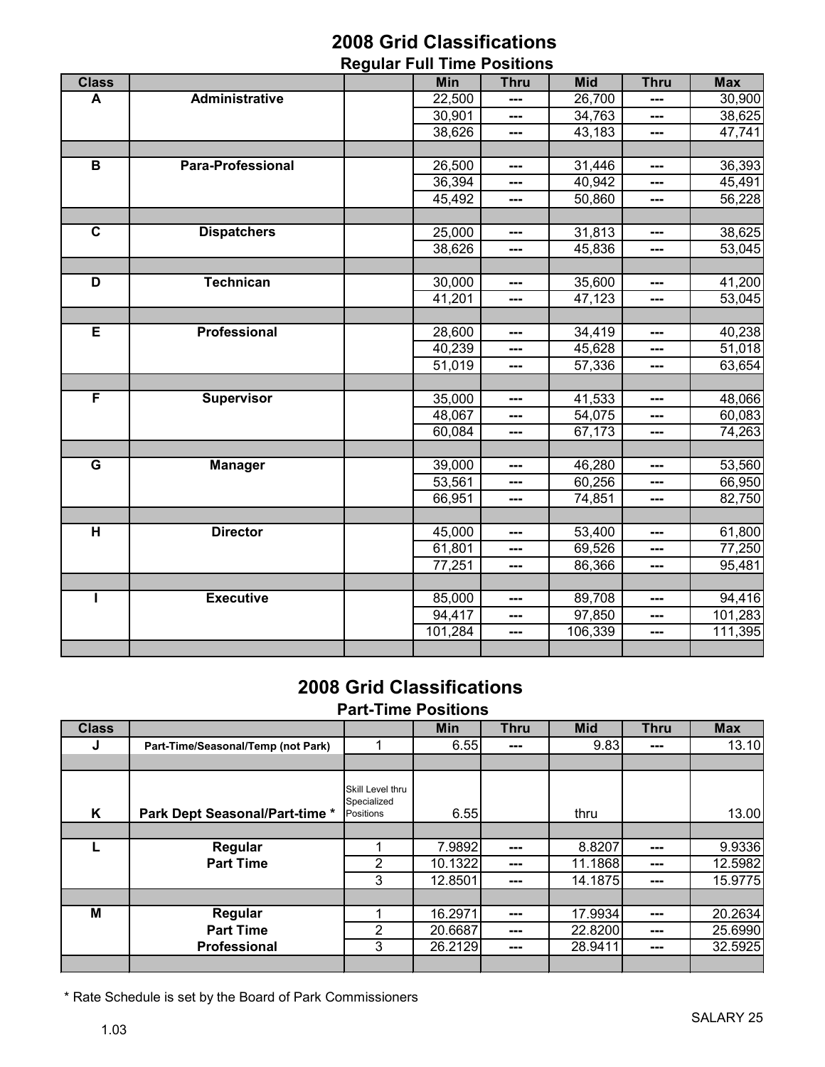# 2008 Grid Classifications

## Regular Full Time Positions

| Class | | | Min | Thru | Mid | Thru | Max |
|---|---|---|---|---|---|---|---|
| A | Administrative | | 22,500 | --- | 26,700 | --- | 30,900 |
| | | | 30,901 | --- | 34,763 | --- | 38,625 |
| | | | 38,626 | --- | 43,183 | --- | 47,741 |
| | | | | | | | |
| B | Para-Professional | | 26,500 | --- | 31,446 | --- | 36,393 |
| | | | 36,394 | --- | 40,942 | --- | 45,491 |
| | | | 45,492 | --- | 50,860 | --- | 56,228 |
| | | | | | | | |
| C | Dispatchers | | 25,000 | --- | 31,813 | --- | 38,625 |
| | | | 38,626 | --- | 45,836 | --- | 53,045 |
| | | | | | | | |
| D | Technican | | 30,000 | --- | 35,600 | --- | 41,200 |
| | | | 41,201 | --- | 47,123 | --- | 53,045 |
| | | | | | | | |
| E | Professional | | 28,600 | --- | 34,419 | --- | 40,238 |
| | | | 40,239 | --- | 45,628 | --- | 51,018 |
| | | | 51,019 | --- | 57,336 | --- | 63,654 |
| | | | | | | | |
| F | Supervisor | | 35,000 | --- | 41,533 | --- | 48,066 |
| | | | 48,067 | --- | 54,075 | --- | 60,083 |
| | | | 60,084 | --- | 67,173 | --- | 74,263 |
| | | | | | | | |
| G | Manager | | 39,000 | --- | 46,280 | --- | 53,560 |
| | | | 53,561 | --- | 60,256 | --- | 66,950 |
| | | | 66,951 | --- | 74,851 | --- | 82,750 |
| | | | | | | | |
| H | Director | | 45,000 | --- | 53,400 | --- | 61,800 |
| | | | 61,801 | --- | 69,526 | --- | 77,250 |
| | | | 77,251 | --- | 86,366 | --- | 95,481 |
| | | | | | | | |
| I | Executive | | 85,000 | --- | 89,708 | --- | 94,416 |
| | | | 94,417 | --- | 97,850 | --- | 101,283 |
| | | | 101,284 | --- | 106,339 | --- | 111,395 |
| | | | | | | | |

# 2008 Grid Classifications

## Part-Time Positions

| Class | | | Min | Thru | Mid | Thru | Max |
|---|---|---|---|---|---|---|---|
| J | Part-Time/Seasonal/Temp (not Park) | 1 | 6.55 | --- | 9.83 | --- | 13.10 |
| | | | | | | | |
| K | Park Dept Seasonal/Part-time * | Skill Level thru Specialized Positions | 6.55 | | thru | | 13.00 |
| | | | | | | | |
| L | Regular Part Time | 1 | 7.9892 | --- | 8.8207 | --- | 9.9336 |
| | | 2 | 10.1322 | --- | 11.1868 | --- | 12.5982 |
| | | 3 | 12.8501 | --- | 14.1875 | --- | 15.9775 |
| | | | | | | | |
| M | Regular Part Time Professional | 1 | 16.2971 | --- | 17.9934 | --- | 20.2634 |
| | | 2 | 20.6687 | --- | 22.8200 | --- | 25.6990 |
| | | 3 | 26.2129 | --- | 28.9411 | --- | 32.5925 |
| | | | | | | | |

* Rate Schedule is set by the Board of Park Commissioners

SALARY 25

1.03